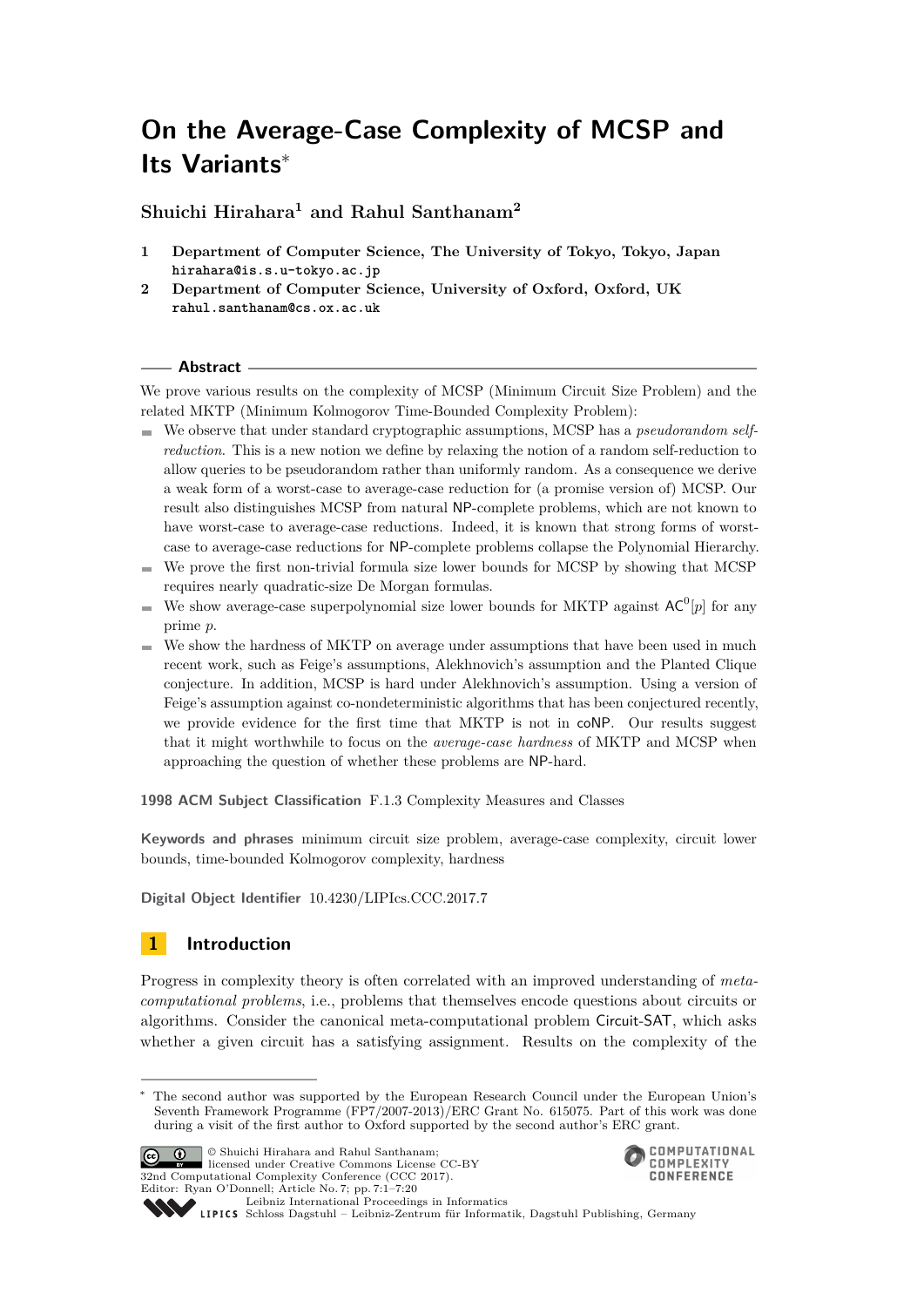# On the Average-Case Complexity of MCSP and Its Variants*

**Shuichi Hirahara[1] and Rahul Santhanam[2]**

1 **Department of Computer Science, The University of Tokyo, Tokyo, Japan**
`hirahara@is.s.u-tokyo.ac.jp`

2 **Department of Computer Science, University of Oxford, Oxford, UK**
`rahul.santhanam@cs.ox.ac.uk`

## Abstract

We prove various results on the complexity of MCSP (Minimum Circuit Size Problem) and the related MKTP (Minimum Kolmogorov Time-Bounded Complexity Problem):

- We observe that under standard cryptographic assumptions, MCSP has a *pseudorandom self-reduction*. This is a new notion we define by relaxing the notion of a random self-reduction to allow queries to be pseudorandom rather than uniformly random. As a consequence we derive a weak form of a worst-case to average-case reduction for (a promise version of) MCSP. Our result also distinguishes MCSP from natural NP-complete problems, which are not known to have worst-case to average-case reductions. Indeed, it is known that strong forms of worst-case to average-case reductions for NP-complete problems collapse the Polynomial Hierarchy.
- We prove the first non-trivial formula size lower bounds for MCSP by showing that MCSP requires nearly quadratic-size De Morgan formulas.
- We show average-case superpolynomial size lower bounds for MKTP against $\mathsf{AC}^0[p]$ for any prime $p$.
- We show the hardness of MKTP on average under assumptions that have been used in much recent work, such as Feige's assumptions, Alekhnovich's assumption and the Planted Clique conjecture. In addition, MCSP is hard under Alekhnovich's assumption. Using a version of Feige's assumption against co-nondeterministic algorithms that has been conjectured recently, we provide evidence for the first time that MKTP is not in coNP. Our results suggest that it might worthwhile to focus on the *average-case hardness* of MKTP and MCSP when approaching the question of whether these problems are NP-hard.

**1998 ACM Subject Classification** F.1.3 Complexity Measures and Classes

**Keywords and phrases** minimum circuit size problem, average-case complexity, circuit lower bounds, time-bounded Kolmogorov complexity, hardness

**Digital Object Identifier** 10.4230/LIPIcs.CCC.2017.7

## 1 Introduction

Progress in complexity theory is often correlated with an improved understanding of *meta-computational problems*, i.e., problems that themselves encode questions about circuits or algorithms. Consider the canonical meta-computational problem Circuit-SAT, which asks whether a given circuit has a satisfying assignment. Results on the complexity of the

---

* The second author was supported by the European Research Council under the European Union's Seventh Framework Programme (FP7/2007-2013)/ERC Grant No. 615075. Part of this work was done during a visit of the first author to Oxford supported by the second author's ERC grant.

© Shuichi Hirahara and Rahul Santhanam; licensed under Creative Commons License CC-BY
32nd Computational Complexity Conference (CCC 2017).
Editor: Ryan O'Donnell; Article No. 7; pp. 7:1–7:20
Leibniz International Proceedings in Informatics
LIPICS Schloss Dagstuhl – Leibniz-Zentrum für Informatik, Dagstuhl Publishing, Germany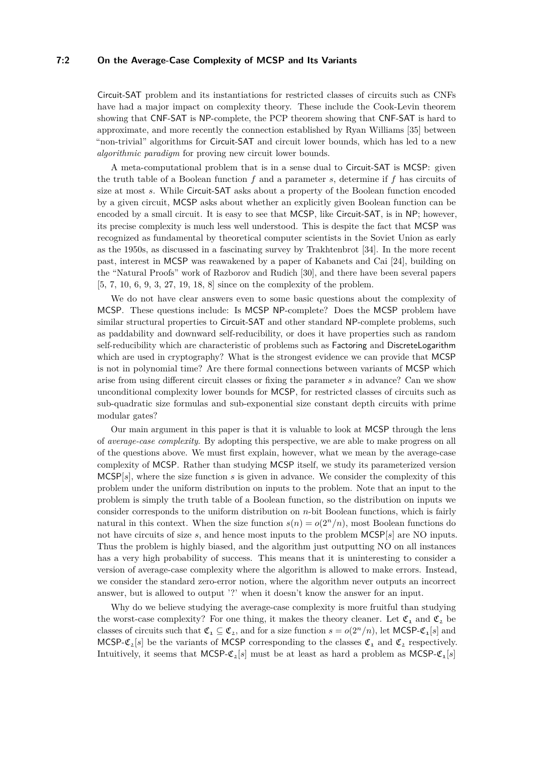Circuit-SAT problem and its instantiations for restricted classes of circuits such as CNFs have had a major impact on complexity theory. These include the Cook-Levin theorem showing that CNF-SAT is NP-complete, the PCP theorem showing that CNF-SAT is hard to approximate, and more recently the connection established by Ryan Williams [35] between "non-trivial" algorithms for Circuit-SAT and circuit lower bounds, which has led to a new *algorithmic paradigm* for proving new circuit lower bounds.

A meta-computational problem that is in a sense dual to Circuit-SAT is MCSP: given the truth table of a Boolean function $f$ and a parameter $s$, determine if $f$ has circuits of size at most $s$. While Circuit-SAT asks about a property of the Boolean function encoded by a given circuit, MCSP asks about whether an explicitly given Boolean function can be encoded by a small circuit. It is easy to see that MCSP, like Circuit-SAT, is in NP; however, its precise complexity is much less well understood. This is despite the fact that MCSP was recognized as fundamental by theoretical computer scientists in the Soviet Union as early as the 1950s, as discussed in a fascinating survey by Trakhtenbrot [34]. In the more recent past, interest in MCSP was reawakened by a paper of Kabanets and Cai [24], building on the "Natural Proofs" work of Razborov and Rudich [30], and there have been several papers [5, 7, 10, 6, 9, 3, 27, 19, 18, 8] since on the complexity of the problem.

We do not have clear answers even to some basic questions about the complexity of MCSP. These questions include: Is MCSP NP-complete? Does the MCSP problem have similar structural properties to Circuit-SAT and other standard NP-complete problems, such as paddability and downward self-reducibility, or does it have properties such as random self-reducibility which are characteristic of problems such as Factoring and DiscreteLogarithm which are used in cryptography? What is the strongest evidence we can provide that MCSP is not in polynomial time? Are there formal connections between variants of MCSP which arise from using different circuit classes or fixing the parameter $s$ in advance? Can we show unconditional complexity lower bounds for MCSP, for restricted classes of circuits such as sub-quadratic size formulas and sub-exponential size constant depth circuits with prime modular gates?

Our main argument in this paper is that it is valuable to look at MCSP through the lens of *average-case complexity*. By adopting this perspective, we are able to make progress on all of the questions above. We must first explain, however, what we mean by the average-case complexity of MCSP. Rather than studying MCSP itself, we study its parameterized version MCSP$[s]$, where the size function $s$ is given in advance. We consider the complexity of this problem under the uniform distribution on inputs to the problem. Note that an input to the problem is simply the truth table of a Boolean function, so the distribution on inputs we consider corresponds to the uniform distribution on $n$-bit Boolean functions, which is fairly natural in this context. When the size function $s(n) = o(2^n/n)$, most Boolean functions do not have circuits of size $s$, and hence most inputs to the problem MCSP$[s]$ are NO inputs. Thus the problem is highly biased, and the algorithm just outputting NO on all instances has a very high probability of success. This means that it is uninteresting to consider a version of average-case complexity where the algorithm is allowed to make errors. Instead, we consider the standard zero-error notion, where the algorithm never outputs an incorrect answer, but is allowed to output '?' when it doesn't know the answer for an input.

Why do we believe studying the average-case complexity is more fruitful than studying the worst-case complexity? For one thing, it makes the theory cleaner. Let $\mathfrak{C}_1$ and $\mathfrak{C}_2$ be classes of circuits such that $\mathfrak{C}_1 \subseteq \mathfrak{C}_2$, and for a size function $s = o(2^n/n)$, let MCSP-$\mathfrak{C}_1[s]$ and MCSP-$\mathfrak{C}_2[s]$ be the variants of MCSP corresponding to the classes $\mathfrak{C}_1$ and $\mathfrak{C}_2$ respectively. Intuitively, it seems that MCSP-$\mathfrak{C}_2[s]$ must be at least as hard a problem as MCSP-$\mathfrak{C}_1[s]$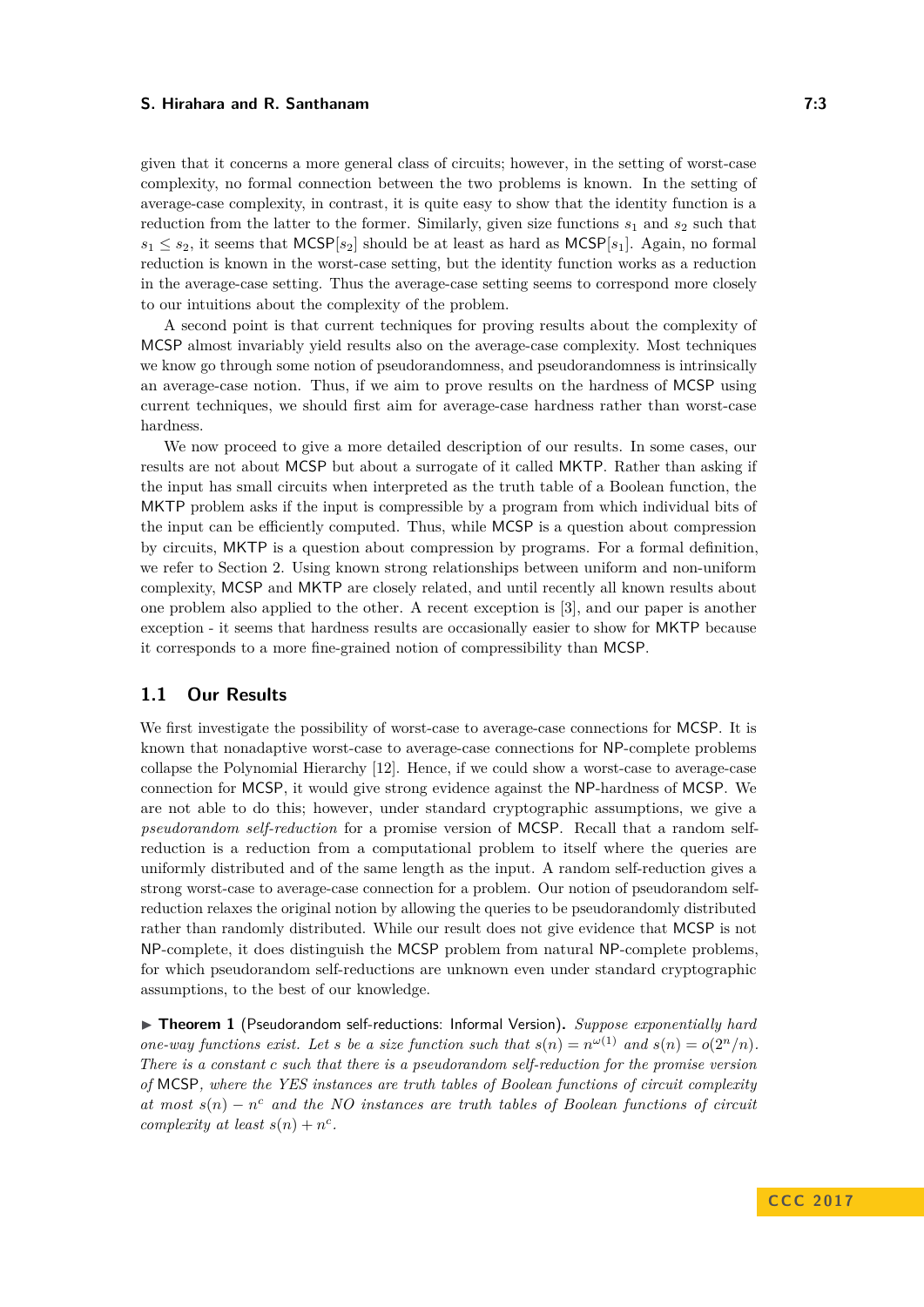given that it concerns a more general class of circuits; however, in the setting of worst-case complexity, no formal connection between the two problems is known. In the setting of average-case complexity, in contrast, it is quite easy to show that the identity function is a reduction from the latter to the former. Similarly, given size functions $s_1$ and $s_2$ such that $s_1 \leq s_2$, it seems that $\mathsf{MCSP}[s_2]$ should be at least as hard as $\mathsf{MCSP}[s_1]$. Again, no formal reduction is known in the worst-case setting, but the identity function works as a reduction in the average-case setting. Thus the average-case setting seems to correspond more closely to our intuitions about the complexity of the problem.

A second point is that current techniques for proving results about the complexity of MCSP almost invariably yield results also on the average-case complexity. Most techniques we know go through some notion of pseudorandomness, and pseudorandomness is intrinsically an average-case notion. Thus, if we aim to prove results on the hardness of MCSP using current techniques, we should first aim for average-case hardness rather than worst-case hardness.

We now proceed to give a more detailed description of our results. In some cases, our results are not about MCSP but about a surrogate of it called MKTP. Rather than asking if the input has small circuits when interpreted as the truth table of a Boolean function, the MKTP problem asks if the input is compressible by a program from which individual bits of the input can be efficiently computed. Thus, while MCSP is a question about compression by circuits, MKTP is a question about compression by programs. For a formal definition, we refer to Section 2. Using known strong relationships between uniform and non-uniform complexity, MCSP and MKTP are closely related, and until recently all known results about one problem also applied to the other. A recent exception is [3], and our paper is another exception - it seems that hardness results are occasionally easier to show for MKTP because it corresponds to a more fine-grained notion of compressibility than MCSP.

## 1.1 Our Results

We first investigate the possibility of worst-case to average-case connections for MCSP. It is known that nonadaptive worst-case to average-case connections for NP-complete problems collapse the Polynomial Hierarchy [12]. Hence, if we could show a worst-case to average-case connection for MCSP, it would give strong evidence against the NP-hardness of MCSP. We are not able to do this; however, under standard cryptographic assumptions, we give a *pseudorandom self-reduction* for a promise version of MCSP. Recall that a random self-reduction is a reduction from a computational problem to itself where the queries are uniformly distributed and of the same length as the input. A random self-reduction gives a strong worst-case to average-case connection for a problem. Our notion of pseudorandom self-reduction relaxes the original notion by allowing the queries to be pseudorandomly distributed rather than randomly distributed. While our result does not give evidence that MCSP is not NP-complete, it does distinguish the MCSP problem from natural NP-complete problems, for which pseudorandom self-reductions are unknown even under standard cryptographic assumptions, to the best of our knowledge.

▶ **Theorem 1** (Pseudorandom self-reductions: Informal Version)**.** *Suppose exponentially hard one-way functions exist. Let $s$ be a size function such that $s(n) = n^{\omega(1)}$ and $s(n) = o(2^n/n)$. There is a constant $c$ such that there is a pseudorandom self-reduction for the promise version of* MCSP*, where the YES instances are truth tables of Boolean functions of circuit complexity at most $s(n) - n^c$ and the NO instances are truth tables of Boolean functions of circuit complexity at least $s(n) + n^c$.*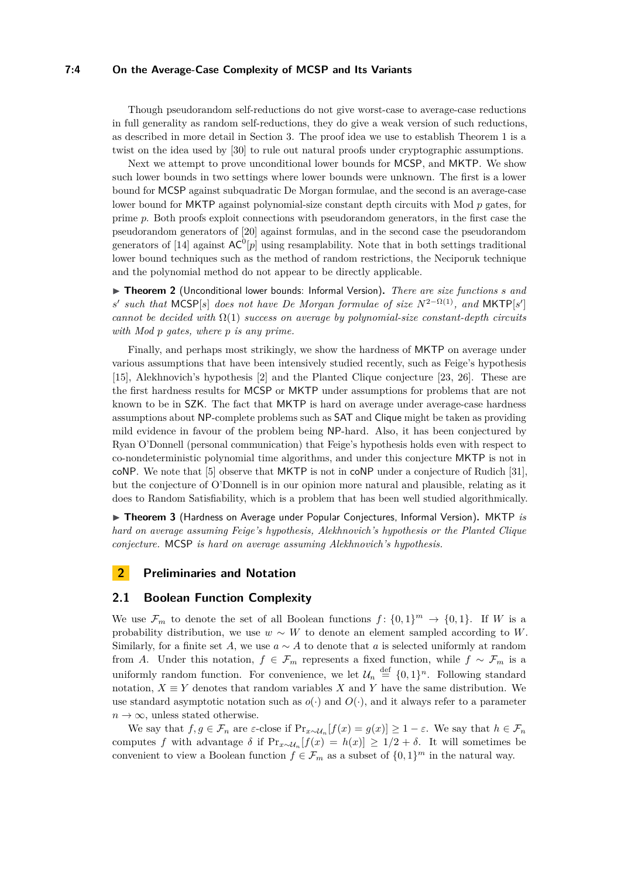Though pseudorandom self-reductions do not give worst-case to average-case reductions in full generality as random self-reductions, they do give a weak version of such reductions, as described in more detail in Section 3. The proof idea we use to establish Theorem 1 is a twist on the idea used by [30] to rule out natural proofs under cryptographic assumptions.

Next we attempt to prove unconditional lower bounds for MCSP, and MKTP. We show such lower bounds in two settings where lower bounds were unknown. The first is a lower bound for MCSP against subquadratic De Morgan formulae, and the second is an average-case lower bound for MKTP against polynomial-size constant depth circuits with Mod $p$ gates, for prime $p$. Both proofs exploit connections with pseudorandom generators, in the first case the pseudorandom generators of [20] against formulas, and in the second case the pseudorandom generators of [14] against $\mathsf{AC}^0[p]$ using resamplability. Note that in both settings traditional lower bound techniques such as the method of random restrictions, the Neciporuk technique and the polynomial method do not appear to be directly applicable.

▶ **Theorem 2** (Unconditional lower bounds: Informal Version)**.** *There are size functions $s$ and $s'$ such that* MCSP$[s]$ *does not have De Morgan formulae of size $N^{2-\Omega(1)}$, and* MKTP$[s']$ *cannot be decided with $\Omega(1)$ success on average by polynomial-size constant-depth circuits with Mod p gates, where p is any prime.*

Finally, and perhaps most strikingly, we show the hardness of MKTP on average under various assumptions that have been intensively studied recently, such as Feige's hypothesis [15], Alekhnovich's hypothesis [2] and the Planted Clique conjecture [23, 26]. These are the first hardness results for MCSP or MKTP under assumptions for problems that are not known to be in SZK. The fact that MKTP is hard on average under average-case hardness assumptions about NP-complete problems such as SAT and Clique might be taken as providing mild evidence in favour of the problem being NP-hard. Also, it has been conjectured by Ryan O'Donnell (personal communication) that Feige's hypothesis holds even with respect to co-nondeterministic polynomial time algorithms, and under this conjecture MKTP is not in coNP. We note that [5] observe that MKTP is not in coNP under a conjecture of Rudich [31], but the conjecture of O'Donnell is in our opinion more natural and plausible, relating as it does to Random Satisfiability, which is a problem that has been well studied algorithmically.

▶ **Theorem 3** (Hardness on Average under Popular Conjectures, Informal Version)**.** MKTP *is hard on average assuming Feige's hypothesis, Alekhnovich's hypothesis or the Planted Clique conjecture.* MCSP *is hard on average assuming Alekhnovich's hypothesis.*

## 2 Preliminaries and Notation

### 2.1 Boolean Function Complexity

We use $\mathcal{F}_m$ to denote the set of all Boolean functions $f\colon \{0,1\}^m \to \{0,1\}$. If $W$ is a probability distribution, we use $w \sim W$ to denote an element sampled according to $W$. Similarly, for a finite set $A$, we use $a \sim A$ to denote that $a$ is selected uniformly at random from $A$. Under this notation, $f \in \mathcal{F}_m$ represents a fixed function, while $f \sim \mathcal{F}_m$ is a uniformly random function. For convenience, we let $\mathcal{U}_n \stackrel{\text{def}}{=} \{0,1\}^n$. Following standard notation, $X \equiv Y$ denotes that random variables $X$ and $Y$ have the same distribution. We use standard asymptotic notation such as $o(\cdot)$ and $O(\cdot)$, and it always refer to a parameter $n \to \infty$, unless stated otherwise.

We say that $f, g \in \mathcal{F}_n$ are $\varepsilon$-close if $\Pr_{x \sim \mathcal{U}_n}[f(x) = g(x)] \geq 1 - \varepsilon$. We say that $h \in \mathcal{F}_n$ computes $f$ with advantage $\delta$ if $\Pr_{x \sim \mathcal{U}_n}[f(x) = h(x)] \geq 1/2 + \delta$. It will sometimes be convenient to view a Boolean function $f \in \mathcal{F}_m$ as a subset of $\{0,1\}^m$ in the natural way.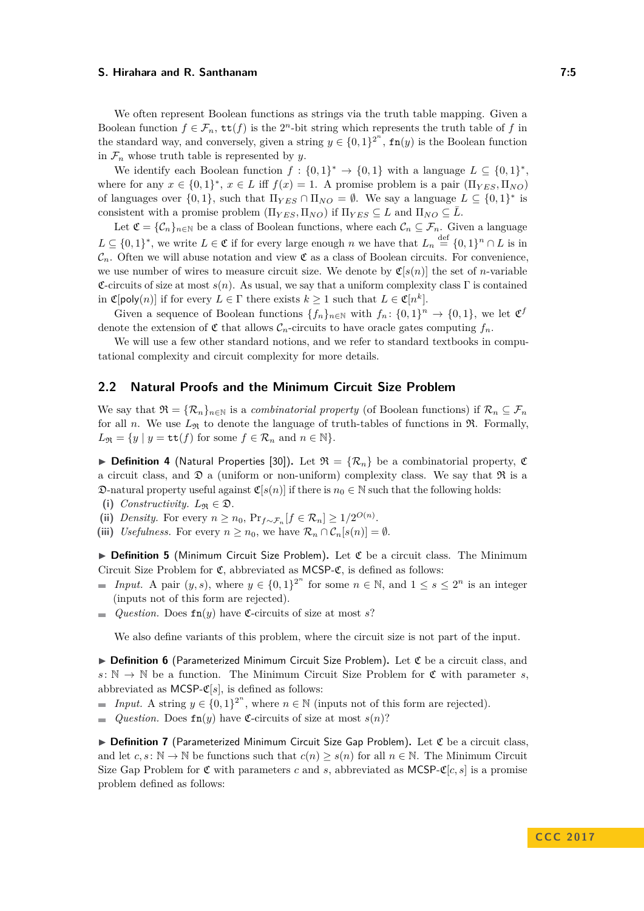We often represent Boolean functions as strings via the truth table mapping. Given a Boolean function $f \in \mathcal{F}_n$, $\mathtt{tt}(f)$ is the $2^n$-bit string which represents the truth table of $f$ in the standard way, and conversely, given a string $y \in \{0,1\}^{2^n}$, $\mathtt{fn}(y)$ is the Boolean function in $\mathcal{F}_n$ whose truth table is represented by $y$.

We identify each Boolean function $f : \{0,1\}^* \to \{0,1\}$ with a language $L \subseteq \{0,1\}^*$, where for any $x \in \{0,1\}^*$, $x \in L$ iff $f(x) = 1$. A promise problem is a pair $(\Pi_{YES}, \Pi_{NO})$ of languages over $\{0,1\}$, such that $\Pi_{YES} \cap \Pi_{NO} = \emptyset$. We say a language $L \subseteq \{0,1\}^*$ is consistent with a promise problem $(\Pi_{YES}, \Pi_{NO})$ if $\Pi_{YES} \subseteq L$ and $\Pi_{NO} \subseteq \bar{L}$.

Let $\mathfrak{C} = \{\mathcal{C}_n\}_{n \in \mathbb{N}}$ be a class of Boolean functions, where each $\mathcal{C}_n \subseteq \mathcal{F}_n$. Given a language $L \subseteq \{0,1\}^*$, we write $L \in \mathfrak{C}$ if for every large enough $n$ we have that $L_n \stackrel{\text{def}}{=} \{0,1\}^n \cap L$ is in $\mathcal{C}_n$. Often we will abuse notation and view $\mathfrak{C}$ as a class of Boolean circuits. For convenience, we use number of wires to measure circuit size. We denote by $\mathfrak{C}[s(n)]$ the set of $n$-variable $\mathfrak{C}$-circuits of size at most $s(n)$. As usual, we say that a uniform complexity class $\Gamma$ is contained in $\mathfrak{C}[\mathsf{poly}(n)]$ if for every $L \in \Gamma$ there exists $k \geq 1$ such that $L \in \mathfrak{C}[n^k]$.

Given a sequence of Boolean functions $\{f_n\}_{n \in \mathbb{N}}$ with $f_n : \{0,1\}^n \to \{0,1\}$, we let $\mathfrak{C}^f$ denote the extension of $\mathfrak{C}$ that allows $\mathcal{C}_n$-circuits to have oracle gates computing $f_n$.

We will use a few other standard notions, and we refer to standard textbooks in computational complexity and circuit complexity for more details.

## 2.2 Natural Proofs and the Minimum Circuit Size Problem

We say that $\mathfrak{R} = \{\mathcal{R}_n\}_{n \in \mathbb{N}}$ is a *combinatorial property* (of Boolean functions) if $\mathcal{R}_n \subseteq \mathcal{F}_n$ for all $n$. We use $L_{\mathfrak{R}}$ to denote the language of truth-tables of functions in $\mathfrak{R}$. Formally, $L_{\mathfrak{R}} = \{y \mid y = \mathtt{tt}(f) \text{ for some } f \in \mathcal{R}_n \text{ and } n \in \mathbb{N}\}$.

▶ **Definition 4** (Natural Properties [30]). Let $\mathfrak{R} = \{\mathcal{R}_n\}$ be a combinatorial property, $\mathfrak{C}$ a circuit class, and $\mathfrak{D}$ a (uniform or non-uniform) complexity class. We say that $\mathfrak{R}$ is a $\mathfrak{D}$-natural property useful against $\mathfrak{C}[s(n)]$ if there is $n_0 \in \mathbb{N}$ such that the following holds:

**(i)** *Constructivity.* $L_{\mathfrak{R}} \in \mathfrak{D}$.

**(ii)** *Density.* For every $n \geq n_0$, $\Pr_{f \sim \mathcal{F}_n}[f \in \mathcal{R}_n] \geq 1/2^{O(n)}$.

**(iii)** *Usefulness.* For every $n \geq n_0$, we have $\mathcal{R}_n \cap \mathcal{C}_n[s(n)] = \emptyset$.

▶ **Definition 5** (Minimum Circuit Size Problem). Let $\mathfrak{C}$ be a circuit class. The Minimum Circuit Size Problem for $\mathfrak{C}$, abbreviated as $\mathsf{MCSP}\text{-}\mathfrak{C}$, is defined as follows:

- *Input.* A pair $(y, s)$, where $y \in \{0,1\}^{2^n}$ for some $n \in \mathbb{N}$, and $1 \leq s \leq 2^n$ is an integer (inputs not of this form are rejected).
- *Question.* Does $\mathtt{fn}(y)$ have $\mathfrak{C}$-circuits of size at most $s$?

We also define variants of this problem, where the circuit size is not part of the input.

▶ **Definition 6** (Parameterized Minimum Circuit Size Problem). Let $\mathfrak{C}$ be a circuit class, and $s : \mathbb{N} \to \mathbb{N}$ be a function. The Minimum Circuit Size Problem for $\mathfrak{C}$ with parameter $s$, abbreviated as $\mathsf{MCSP}\text{-}\mathfrak{C}[s]$, is defined as follows:

- *Input.* A string $y \in \{0,1\}^{2^n}$, where $n \in \mathbb{N}$ (inputs not of this form are rejected).
- *Question.* Does $\mathtt{fn}(y)$ have $\mathfrak{C}$-circuits of size at most $s(n)$?

▶ **Definition 7** (Parameterized Minimum Circuit Size Gap Problem). Let $\mathfrak{C}$ be a circuit class, and let $c, s : \mathbb{N} \to \mathbb{N}$ be functions such that $c(n) \geq s(n)$ for all $n \in \mathbb{N}$. The Minimum Circuit Size Gap Problem for $\mathfrak{C}$ with parameters $c$ and $s$, abbreviated as $\mathsf{MCSP}\text{-}\mathfrak{C}[c, s]$ is a promise problem defined as follows: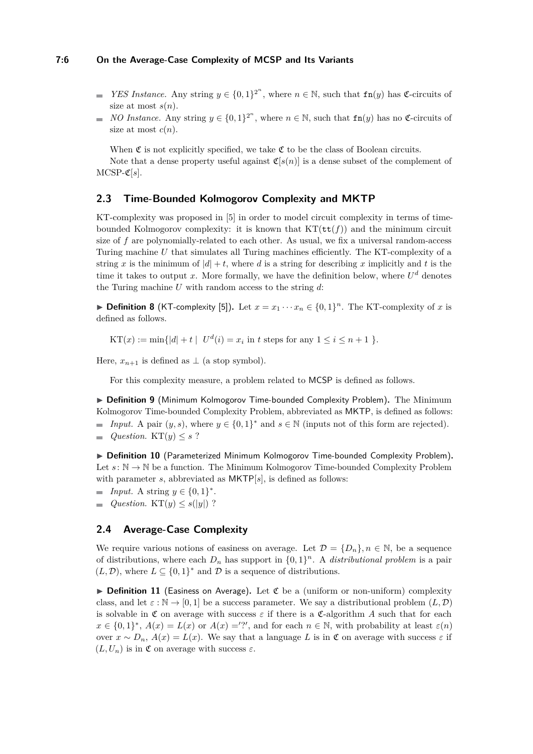- *YES Instance.* Any string $y \in \{0,1\}^{2^n}$, where $n \in \mathbb{N}$, such that $\mathtt{fn}(y)$ has $\mathfrak{C}$-circuits of size at most $s(n)$.
- *NO Instance.* Any string $y \in \{0,1\}^{2^n}$, where $n \in \mathbb{N}$, such that $\mathtt{fn}(y)$ has no $\mathfrak{C}$-circuits of size at most $c(n)$.

When $\mathfrak{C}$ is not explicitly specified, we take $\mathfrak{C}$ to be the class of Boolean circuits.

Note that a dense property useful against $\mathfrak{C}[s(n)]$ is a dense subset of the complement of MCSP-$\mathfrak{C}[s]$.

## 2.3 Time-Bounded Kolmogorov Complexity and MKTP

KT-complexity was proposed in [5] in order to model circuit complexity in terms of time-bounded Kolmogorov complexity: it is known that $\mathrm{KT}(\mathtt{tt}(f))$ and the minimum circuit size of $f$ are polynomially-related to each other. As usual, we fix a universal random-access Turing machine $U$ that simulates all Turing machines efficiently. The KT-complexity of a string $x$ is the minimum of $|d| + t$, where $d$ is a string for describing $x$ implicitly and $t$ is the time it takes to output $x$. More formally, we have the definition below, where $U^d$ denotes the Turing machine $U$ with random access to the string $d$:

▶ **Definition 8** (KT-complexity [5])**.** Let $x = x_1 \cdots x_n \in \{0,1\}^n$. The KT-complexity of $x$ is defined as follows.

$$\mathrm{KT}(x) := \min\{|d| + t \mid U^d(i) = x_i \text{ in } t \text{ steps for any } 1 \le i \le n+1 \}.$$

Here, $x_{n+1}$ is defined as $\perp$ (a stop symbol).

For this complexity measure, a problem related to MCSP is defined as follows.

▶ **Definition 9** (Minimum Kolmogorov Time-bounded Complexity Problem)**.** The Minimum Kolmogorov Time-bounded Complexity Problem, abbreviated as MKTP, is defined as follows:

- *Input.* A pair $(y, s)$, where $y \in \{0,1\}^*$ and $s \in \mathbb{N}$ (inputs not of this form are rejected).
- *Question.* $\mathrm{KT}(y) \le s$ ?

▶ **Definition 10** (Parameterized Minimum Kolmogorov Time-bounded Complexity Problem)**.** Let $s \colon \mathbb{N} \to \mathbb{N}$ be a function. The Minimum Kolmogorov Time-bounded Complexity Problem with parameter $s$, abbreviated as MKTP$[s]$, is defined as follows:

- *Input.* A string $y \in \{0,1\}^*$.
- *Question.* $\mathrm{KT}(y) \le s(|y|)$ ?

## 2.4 Average-Case Complexity

We require various notions of easiness on average. Let $\mathcal{D} = \{D_n\}, n \in \mathbb{N}$, be a sequence of distributions, where each $D_n$ has support in $\{0,1\}^n$. A *distributional problem* is a pair $(L, \mathcal{D})$, where $L \subseteq \{0,1\}^*$ and $\mathcal{D}$ is a sequence of distributions.

▶ **Definition 11** (Easiness on Average)**.** Let $\mathfrak{C}$ be a (uniform or non-uniform) complexity class, and let $\varepsilon : \mathbb{N} \to [0,1]$ be a success parameter. We say a distributional problem $(L, \mathcal{D})$ is solvable in $\mathfrak{C}$ on average with success $\varepsilon$ if there is a $\mathfrak{C}$-algorithm $A$ such that for each $x \in \{0,1\}^*$, $A(x) = L(x)$ or $A(x) = '?'$, and for each $n \in \mathbb{N}$, with probability at least $\varepsilon(n)$ over $x \sim D_n$, $A(x) = L(x)$. We say that a language $L$ is in $\mathfrak{C}$ on average with success $\varepsilon$ if $(L, U_n)$ is in $\mathfrak{C}$ on average with success $\varepsilon$.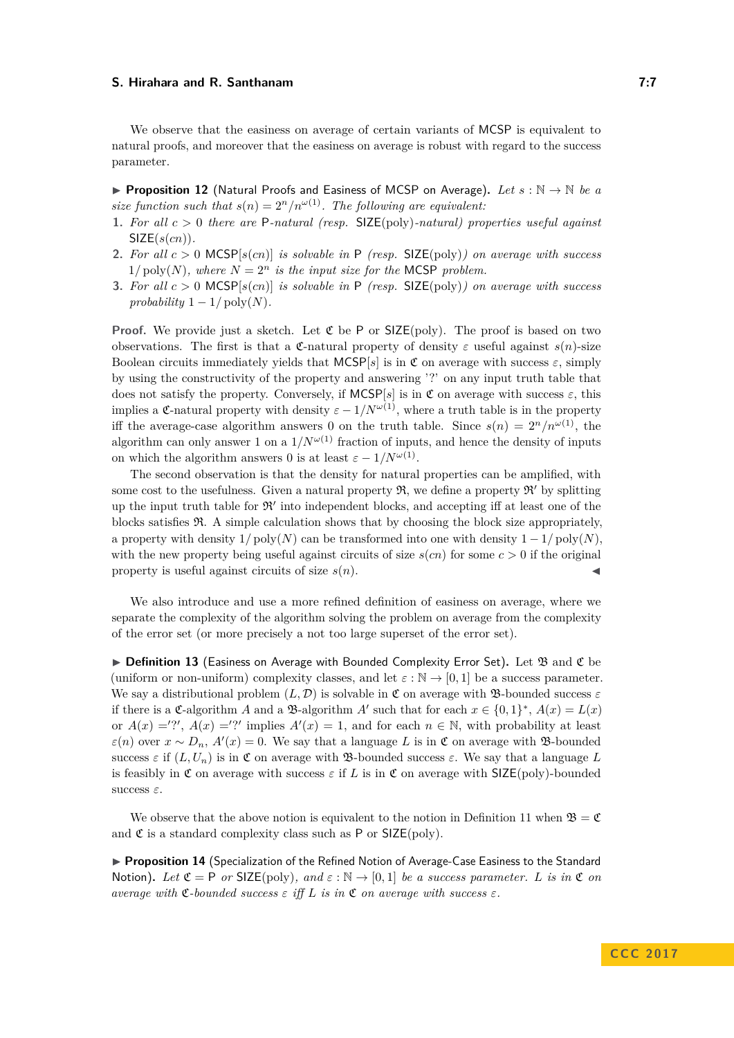We observe that the easiness on average of certain variants of MCSP is equivalent to natural proofs, and moreover that the easiness on average is robust with regard to the success parameter.

▶ **Proposition 12** (Natural Proofs and Easiness of MCSP on Average). *Let $s : \mathbb{N} \to \mathbb{N}$ be a size function such that $s(n) = 2^n/n^{\omega(1)}$. The following are equivalent:*

1. *For all $c > 0$ there are $\mathsf{P}$-natural (resp. $\mathsf{SIZE}(\mathrm{poly})$-natural) properties useful against $\mathsf{SIZE}(s(cn))$.*
2. *For all $c > 0$ $\mathsf{MCSP}[s(cn)]$ is solvable in $\mathsf{P}$ (resp. $\mathsf{SIZE}(\mathrm{poly})$) on average with success $1/\mathrm{poly}(N)$, where $N = 2^n$ is the input size for the $\mathsf{MCSP}$ problem.*
3. *For all $c > 0$ $\mathsf{MCSP}[s(cn)]$ is solvable in $\mathsf{P}$ (resp. $\mathsf{SIZE}(\mathrm{poly})$) on average with success probability $1 - 1/\mathrm{poly}(N)$.*

**Proof.** We provide just a sketch. Let $\mathfrak{C}$ be $\mathsf{P}$ or $\mathsf{SIZE}(\mathrm{poly})$. The proof is based on two observations. The first is that a $\mathfrak{C}$-natural property of density $\varepsilon$ useful against $s(n)$-size Boolean circuits immediately yields that $\mathsf{MCSP}[s]$ is in $\mathfrak{C}$ on average with success $\varepsilon$, simply by using the constructivity of the property and answering '?' on any input truth table that does not satisfy the property. Conversely, if $\mathsf{MCSP}[s]$ is in $\mathfrak{C}$ on average with success $\varepsilon$, this implies a $\mathfrak{C}$-natural property with density $\varepsilon - 1/N^{\omega(1)}$, where a truth table is in the property iff the average-case algorithm answers 0 on the truth table. Since $s(n) = 2^n/n^{\omega(1)}$, the algorithm can only answer 1 on a $1/N^{\omega(1)}$ fraction of inputs, and hence the density of inputs on which the algorithm answers 0 is at least $\varepsilon - 1/N^{\omega(1)}$.

The second observation is that the density for natural properties can be amplified, with some cost to the usefulness. Given a natural property $\mathfrak{R}$, we define a property $\mathfrak{R}'$ by splitting up the input truth table for $\mathfrak{R}'$ into independent blocks, and accepting iff at least one of the blocks satisfies $\mathfrak{R}$. A simple calculation shows that by choosing the block size appropriately, a property with density $1/\mathrm{poly}(N)$ can be transformed into one with density $1 - 1/\mathrm{poly}(N)$, with the new property being useful against circuits of size $s(cn)$ for some $c > 0$ if the original property is useful against circuits of size $s(n)$. ◀

We also introduce and use a more refined definition of easiness on average, where we separate the complexity of the algorithm solving the problem on average from the complexity of the error set (or more precisely a not too large superset of the error set).

▶ **Definition 13** (Easiness on Average with Bounded Complexity Error Set). Let $\mathfrak{B}$ and $\mathfrak{C}$ be (uniform or non-uniform) complexity classes, and let $\varepsilon : \mathbb{N} \to [0, 1]$ be a success parameter. We say a distributional problem $(L, \mathcal{D})$ is solvable in $\mathfrak{C}$ on average with $\mathfrak{B}$-bounded success $\varepsilon$ if there is a $\mathfrak{C}$-algorithm $A$ and a $\mathfrak{B}$-algorithm $A'$ such that for each $x \in \{0,1\}^*$, $A(x) = L(x)$ or $A(x) =$'?', $A(x) =$'?' implies $A'(x) = 1$, and for each $n \in \mathbb{N}$, with probability at least $\varepsilon(n)$ over $x \sim D_n$, $A'(x) = 0$. We say that a language $L$ is in $\mathfrak{C}$ on average with $\mathfrak{B}$-bounded success $\varepsilon$ if $(L, U_n)$ is in $\mathfrak{C}$ on average with $\mathfrak{B}$-bounded success $\varepsilon$. We say that a language $L$ is feasibly in $\mathfrak{C}$ on average with success $\varepsilon$ if $L$ is in $\mathfrak{C}$ on average with $\mathsf{SIZE}(\mathrm{poly})$-bounded success $\varepsilon$.

We observe that the above notion is equivalent to the notion in Definition 11 when $\mathfrak{B} = \mathfrak{C}$ and $\mathfrak{C}$ is a standard complexity class such as $\mathsf{P}$ or $\mathsf{SIZE}(\mathrm{poly})$.

▶ **Proposition 14** (Specialization of the Refined Notion of Average-Case Easiness to the Standard Notion). *Let $\mathfrak{C} = \mathsf{P}$ or $\mathsf{SIZE}(\mathrm{poly})$, and $\varepsilon : \mathbb{N} \to [0, 1]$ be a success parameter. $L$ is in $\mathfrak{C}$ on average with $\mathfrak{C}$-bounded success $\varepsilon$ iff $L$ is in $\mathfrak{C}$ on average with success $\varepsilon$.*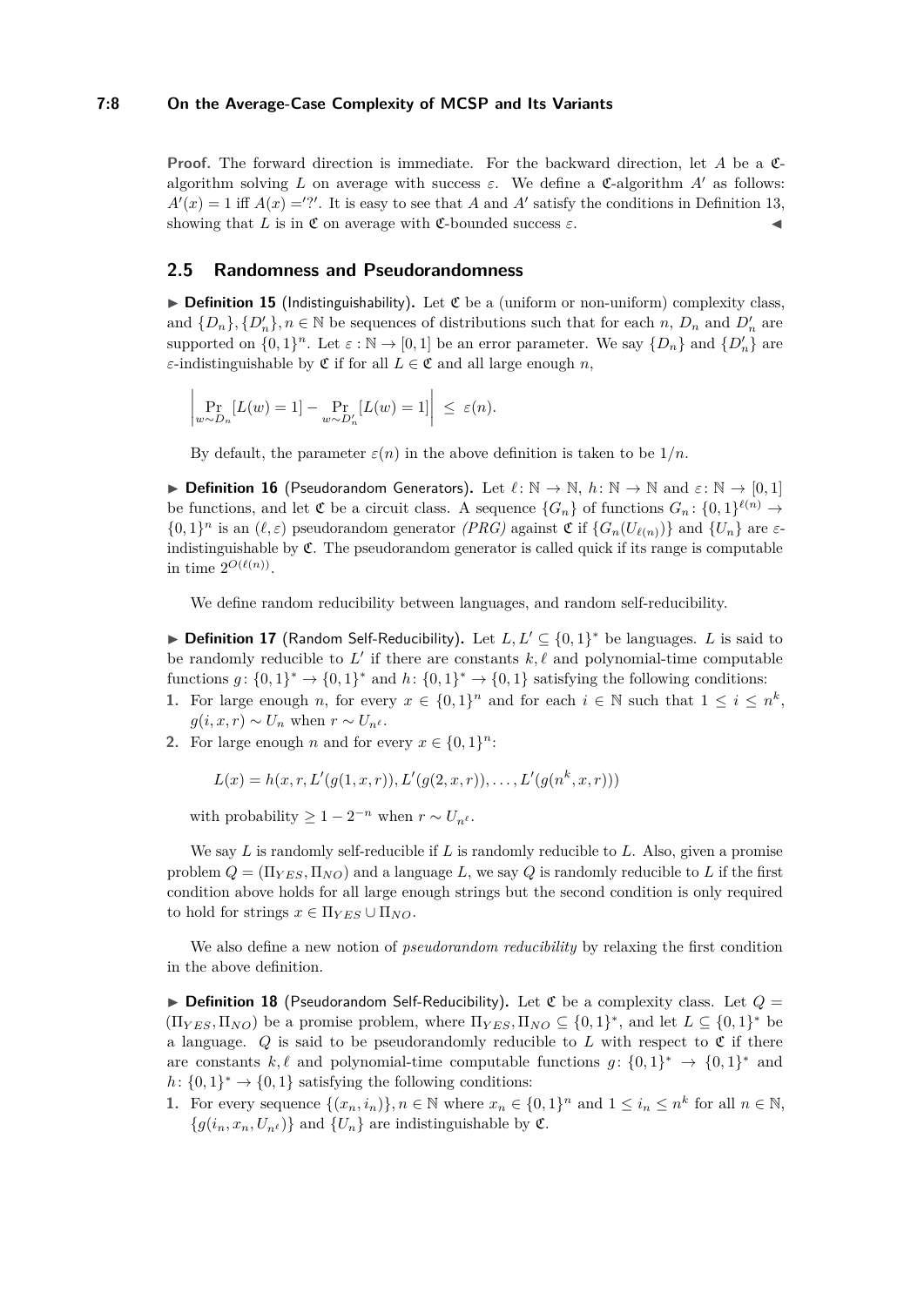**Proof.** The forward direction is immediate. For the backward direction, let $A$ be a $\mathfrak{C}$-algorithm solving $L$ on average with success $\varepsilon$. We define a $\mathfrak{C}$-algorithm $A'$ as follows: $A'(x) = 1$ iff $A(x) ='?'$. It is easy to see that $A$ and $A'$ satisfy the conditions in Definition 13, showing that $L$ is in $\mathfrak{C}$ on average with $\mathfrak{C}$-bounded success $\varepsilon$. ◀

## 2.5 Randomness and Pseudorandomness

▶ **Definition 15** (Indistinguishability). Let $\mathfrak{C}$ be a (uniform or non-uniform) complexity class, and $\{D_n\}, \{D'_n\}, n \in \mathbb{N}$ be sequences of distributions such that for each $n$, $D_n$ and $D'_n$ are supported on $\{0,1\}^n$. Let $\varepsilon : \mathbb{N} \to [0,1]$ be an error parameter. We say $\{D_n\}$ and $\{D'_n\}$ are $\varepsilon$-indistinguishable by $\mathfrak{C}$ if for all $L \in \mathfrak{C}$ and all large enough $n$,

$$\left| \Pr_{w \sim D_n}[L(w) = 1] - \Pr_{w \sim D'_n}[L(w) = 1] \right| \leq \varepsilon(n).$$

By default, the parameter $\varepsilon(n)$ in the above definition is taken to be $1/n$.

▶ **Definition 16** (Pseudorandom Generators). Let $\ell : \mathbb{N} \to \mathbb{N}$, $h : \mathbb{N} \to \mathbb{N}$ and $\varepsilon : \mathbb{N} \to [0,1]$ be functions, and let $\mathfrak{C}$ be a circuit class. A sequence $\{G_n\}$ of functions $G_n : \{0,1\}^{\ell(n)} \to \{0,1\}^n$ is an $(\ell, \varepsilon)$ pseudorandom generator *(PRG)* against $\mathfrak{C}$ if $\{G_n(U_{\ell(n)})\}$ and $\{U_n\}$ are $\varepsilon$-indistinguishable by $\mathfrak{C}$. The pseudorandom generator is called quick if its range is computable in time $2^{O(\ell(n))}$.

We define random reducibility between languages, and random self-reducibility.

▶ **Definition 17** (Random Self-Reducibility). Let $L, L' \subseteq \{0,1\}^*$ be languages. $L$ is said to be randomly reducible to $L'$ if there are constants $k, \ell$ and polynomial-time computable functions $g : \{0,1\}^* \to \{0,1\}^*$ and $h : \{0,1\}^* \to \{0,1\}$ satisfying the following conditions:

1. For large enough $n$, for every $x \in \{0,1\}^n$ and for each $i \in \mathbb{N}$ such that $1 \leq i \leq n^k$, $g(i, x, r) \sim U_n$ when $r \sim U_{n^\ell}$.
2. For large enough $n$ and for every $x \in \{0,1\}^n$:

   $$L(x) = h(x, r, L'(g(1,x,r)), L'(g(2,x,r)), \ldots, L'(g(n^k, x, r)))$$

   with probability $\geq 1 - 2^{-n}$ when $r \sim U_{n^\ell}$.

We say $L$ is randomly self-reducible if $L$ is randomly reducible to $L$. Also, given a promise problem $Q = (\Pi_{YES}, \Pi_{NO})$ and a language $L$, we say $Q$ is randomly reducible to $L$ if the first condition above holds for all large enough strings but the second condition is only required to hold for strings $x \in \Pi_{YES} \cup \Pi_{NO}$.

We also define a new notion of *pseudorandom reducibility* by relaxing the first condition in the above definition.

▶ **Definition 18** (Pseudorandom Self-Reducibility). Let $\mathfrak{C}$ be a complexity class. Let $Q = (\Pi_{YES}, \Pi_{NO})$ be a promise problem, where $\Pi_{YES}, \Pi_{NO} \subseteq \{0,1\}^*$, and let $L \subseteq \{0,1\}^*$ be a language. $Q$ is said to be pseudorandomly reducible to $L$ with respect to $\mathfrak{C}$ if there are constants $k, \ell$ and polynomial-time computable functions $g : \{0,1\}^* \to \{0,1\}^*$ and $h : \{0,1\}^* \to \{0,1\}$ satisfying the following conditions:

1. For every sequence $\{(x_n, i_n)\}, n \in \mathbb{N}$ where $x_n \in \{0,1\}^n$ and $1 \leq i_n \leq n^k$ for all $n \in \mathbb{N}$, $\{g(i_n, x_n, U_{n^\ell})\}$ and $\{U_n\}$ are indistinguishable by $\mathfrak{C}$.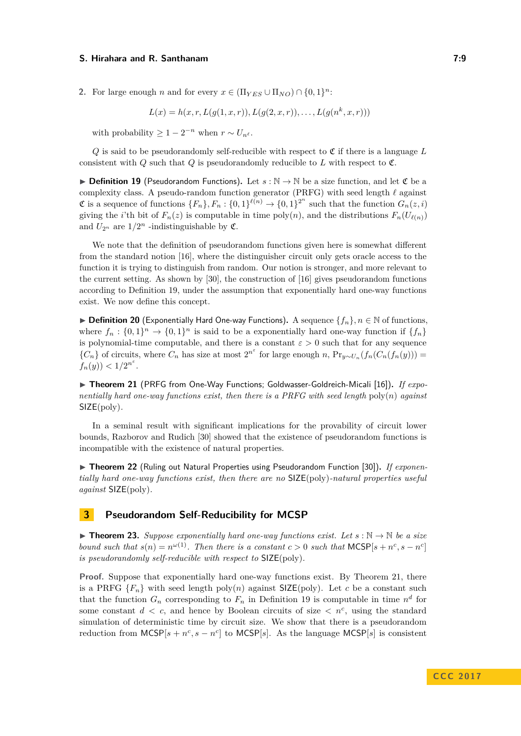2. For large enough $n$ and for every $x \in (\Pi_{YES} \cup \Pi_{NO}) \cap \{0,1\}^n$:

$$L(x) = h(x, r, L(g(1, x, r)), L(g(2, x, r)), \ldots, L(g(n^k, x, r)))$$

with probability $\geq 1 - 2^{-n}$ when $r \sim U_{n^\ell}$.

$Q$ is said to be pseudorandomly self-reducible with respect to $\mathfrak{C}$ if there is a language $L$ consistent with $Q$ such that $Q$ is pseudorandomly reducible to $L$ with respect to $\mathfrak{C}$.

▶ **Definition 19** (Pseudorandom Functions). Let $s : \mathbb{N} \to \mathbb{N}$ be a size function, and let $\mathfrak{C}$ be a complexity class. A pseudo-random function generator (PRFG) with seed length $\ell$ against $\mathfrak{C}$ is a sequence of functions $\{F_n\}, F_n : \{0,1\}^{\ell(n)} \to \{0,1\}^{2^n}$ such that the function $G_n(z, i)$ giving the $i$'th bit of $F_n(z)$ is computable in time $\text{poly}(n)$, and the distributions $F_n(U_{\ell(n)})$ and $U_{2^n}$ are $1/2^n$ -indistinguishable by $\mathfrak{C}$.

We note that the definition of pseudorandom functions given here is somewhat different from the standard notion [16], where the distinguisher circuit only gets oracle access to the function it is trying to distinguish from random. Our notion is stronger, and more relevant to the current setting. As shown by [30], the construction of [16] gives pseudorandom functions according to Definition 19, under the assumption that exponentially hard one-way functions exist. We now define this concept.

▶ **Definition 20** (Exponentially Hard One-way Functions). A sequence $\{f_n\}, n \in \mathbb{N}$ of functions, where $f_n : \{0,1\}^n \to \{0,1\}^n$ is said to be exponentially hard one-way function if $\{f_n\}$ is polynomial-time computable, and there is a constant $\varepsilon > 0$ such that for any sequence $\{C_n\}$ of circuits, where $C_n$ has size at most $2^{n^\varepsilon}$ for large enough $n$, $\Pr_{y \sim U_n}(f_n(C_n(f_n(y))) = f_n(y)) < 1/2^{n^\varepsilon}$.

▶ **Theorem 21** (PRFG from One-Way Functions; Goldwasser-Goldreich-Micali [16]). *If exponentially hard one-way functions exist, then there is a PRFG with seed length* $\text{poly}(n)$ *against* $\mathsf{SIZE}(\text{poly})$.

In a seminal result with significant implications for the provability of circuit lower bounds, Razborov and Rudich [30] showed that the existence of pseudorandom functions is incompatible with the existence of natural properties.

▶ **Theorem 22** (Ruling out Natural Properties using Pseudorandom Function [30]). *If exponentially hard one-way functions exist, then there are no* $\mathsf{SIZE}(\text{poly})$*-natural properties useful against* $\mathsf{SIZE}(\text{poly})$.

## 3 Pseudorandom Self-Reducibility for MCSP

▶ **Theorem 23.** *Suppose exponentially hard one-way functions exist. Let $s : \mathbb{N} \to \mathbb{N}$ be a size bound such that $s(n) = n^{\omega(1)}$. Then there is a constant $c > 0$ such that* $\mathsf{MCSP}[s + n^c, s - n^c]$ *is pseudorandomly self-reducible with respect to* $\mathsf{SIZE}(\text{poly})$.

**Proof.** Suppose that exponentially hard one-way functions exist. By Theorem 21, there is a PRFG $\{F_n\}$ with seed length $\text{poly}(n)$ against $\mathsf{SIZE}(\text{poly})$. Let $c$ be a constant such that the function $G_n$ corresponding to $F_n$ in Definition 19 is computable in time $n^d$ for some constant $d < c$, and hence by Boolean circuits of size $< n^c$, using the standard simulation of deterministic time by circuit size. We show that there is a pseudorandom reduction from $\mathsf{MCSP}[s + n^c, s - n^c]$ to $\mathsf{MCSP}[s]$. As the language $\mathsf{MCSP}[s]$ is consistent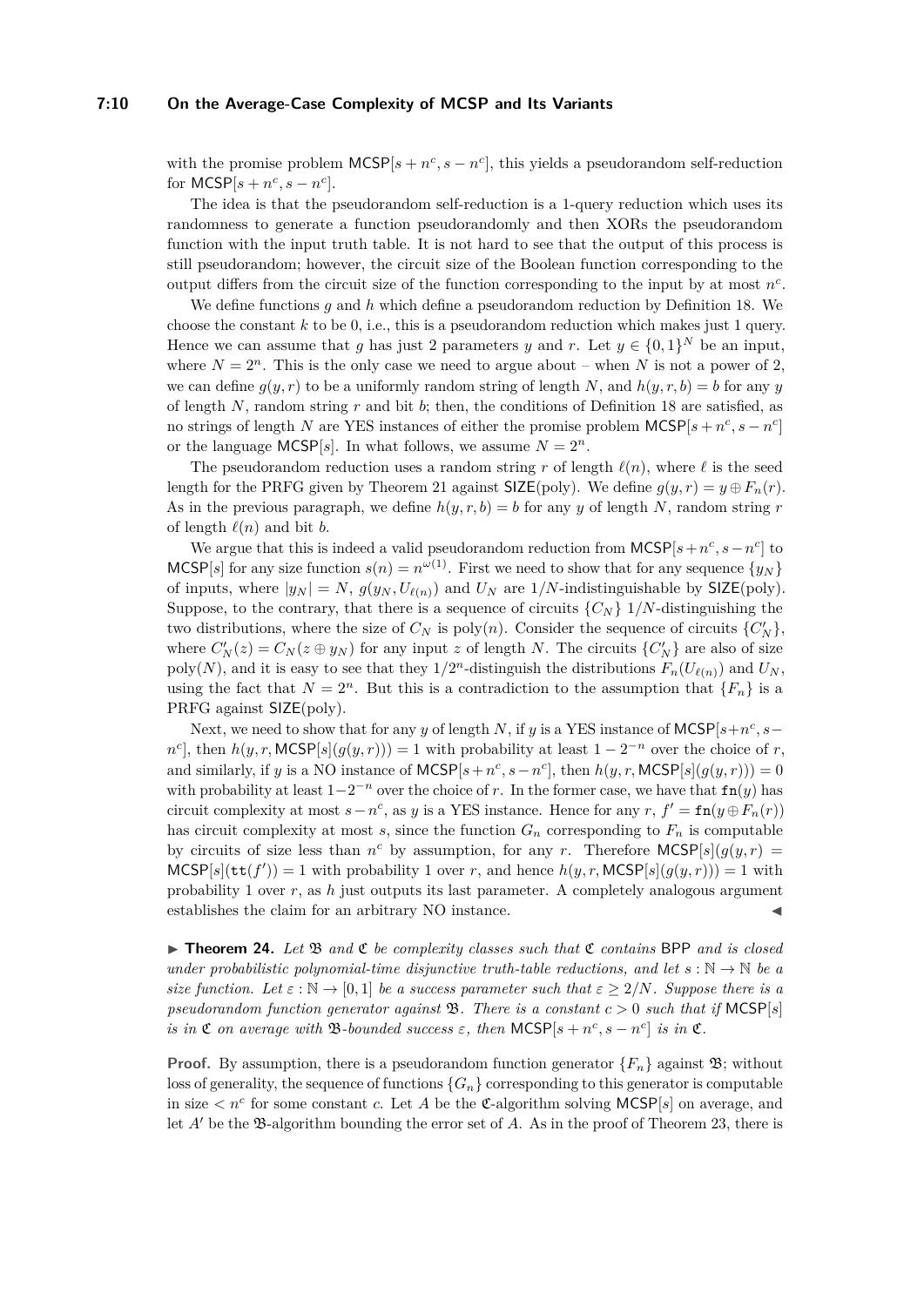with the promise problem $\mathsf{MCSP}[s+n^c, s-n^c]$, this yields a pseudorandom self-reduction for $\mathsf{MCSP}[s+n^c, s-n^c]$.

The idea is that the pseudorandom self-reduction is a 1-query reduction which uses its randomness to generate a function pseudorandomly and then XORs the pseudorandom function with the input truth table. It is not hard to see that the output of this process is still pseudorandom; however, the circuit size of the Boolean function corresponding to the output differs from the circuit size of the function corresponding to the input by at most $n^c$.

We define functions $g$ and $h$ which define a pseudorandom reduction by Definition 18. We choose the constant $k$ to be 0, i.e., this is a pseudorandom reduction which makes just 1 query. Hence we can assume that $g$ has just 2 parameters $y$ and $r$. Let $y \in \{0,1\}^N$ be an input, where $N = 2^n$. This is the only case we need to argue about – when $N$ is not a power of 2, we can define $g(y,r)$ to be a uniformly random string of length $N$, and $h(y,r,b) = b$ for any $y$ of length $N$, random string $r$ and bit $b$; then, the conditions of Definition 18 are satisfied, as no strings of length $N$ are YES instances of either the promise problem $\mathsf{MCSP}[s+n^c, s-n^c]$ or the language $\mathsf{MCSP}[s]$. In what follows, we assume $N = 2^n$.

The pseudorandom reduction uses a random string $r$ of length $\ell(n)$, where $\ell$ is the seed length for the PRFG given by Theorem 21 against $\mathsf{SIZE}(\mathrm{poly})$. We define $g(y,r) = y \oplus F_n(r)$. As in the previous paragraph, we define $h(y,r,b) = b$ for any $y$ of length $N$, random string $r$ of length $\ell(n)$ and bit $b$.

We argue that this is indeed a valid pseudorandom reduction from $\mathsf{MCSP}[s+n^c, s-n^c]$ to $\mathsf{MCSP}[s]$ for any size function $s(n) = n^{\omega(1)}$. First we need to show that for any sequence $\{y_N\}$ of inputs, where $|y_N| = N$, $g(y_N, U_{\ell(n)})$ and $U_N$ are $1/N$-indistinguishable by $\mathsf{SIZE}(\mathrm{poly})$. Suppose, to the contrary, that there is a sequence of circuits $\{C_N\}$ $1/N$-distinguishing the two distributions, where the size of $C_N$ is $\mathrm{poly}(n)$. Consider the sequence of circuits $\{C'_N\}$, where $C'_N(z) = C_N(z \oplus y_N)$ for any input $z$ of length $N$. The circuits $\{C'_N\}$ are also of size $\mathrm{poly}(N)$, and it is easy to see that they $1/2^n$-distinguish the distributions $F_n(U_{\ell(n)})$ and $U_N$, using the fact that $N = 2^n$. But this is a contradiction to the assumption that $\{F_n\}$ is a PRFG against $\mathsf{SIZE}(\mathrm{poly})$.

Next, we need to show that for any $y$ of length $N$, if $y$ is a YES instance of $\mathsf{MCSP}[s+n^c, s-n^c]$, then $h(y,r,\mathsf{MCSP}[s](g(y,r))) = 1$ with probability at least $1-2^{-n}$ over the choice of $r$, and similarly, if $y$ is a NO instance of $\mathsf{MCSP}[s+n^c, s-n^c]$, then $h(y,r,\mathsf{MCSP}[s](g(y,r))) = 0$ with probability at least $1-2^{-n}$ over the choice of $r$. In the former case, we have that $\mathtt{fn}(y)$ has circuit complexity at most $s-n^c$, as $y$ is a YES instance. Hence for any $r$, $f' = \mathtt{fn}(y \oplus F_n(r))$ has circuit complexity at most $s$, since the function $G_n$ corresponding to $F_n$ is computable by circuits of size less than $n^c$ by assumption, for any $r$. Therefore $\mathsf{MCSP}[s](g(y,r) = \mathsf{MCSP}[s](\mathtt{tt}(f')) = 1$ with probability 1 over $r$, and hence $h(y,r,\mathsf{MCSP}[s](g(y,r))) = 1$ with probability 1 over $r$, as $h$ just outputs its last parameter. A completely analogous argument establishes the claim for an arbitrary NO instance. ◀

▶ **Theorem 24.** *Let $\mathfrak{B}$ and $\mathfrak{C}$ be complexity classes such that $\mathfrak{C}$ contains* BPP *and is closed under probabilistic polynomial-time disjunctive truth-table reductions, and let $s : \mathbb{N} \to \mathbb{N}$ be a size function. Let $\varepsilon : \mathbb{N} \to [0,1]$ be a success parameter such that $\varepsilon \geq 2/N$. Suppose there is a pseudorandom function generator against $\mathfrak{B}$. There is a constant $c > 0$ such that if $\mathsf{MCSP}[s]$ is in $\mathfrak{C}$ on average with $\mathfrak{B}$-bounded success $\varepsilon$, then $\mathsf{MCSP}[s+n^c, s-n^c]$ is in $\mathfrak{C}$.*

**Proof.** By assumption, there is a pseudorandom function generator $\{F_n\}$ against $\mathfrak{B}$; without loss of generality, the sequence of functions $\{G_n\}$ corresponding to this generator is computable in size $< n^c$ for some constant $c$. Let $A$ be the $\mathfrak{C}$-algorithm solving $\mathsf{MCSP}[s]$ on average, and let $A'$ be the $\mathfrak{B}$-algorithm bounding the error set of $A$. As in the proof of Theorem 23, there is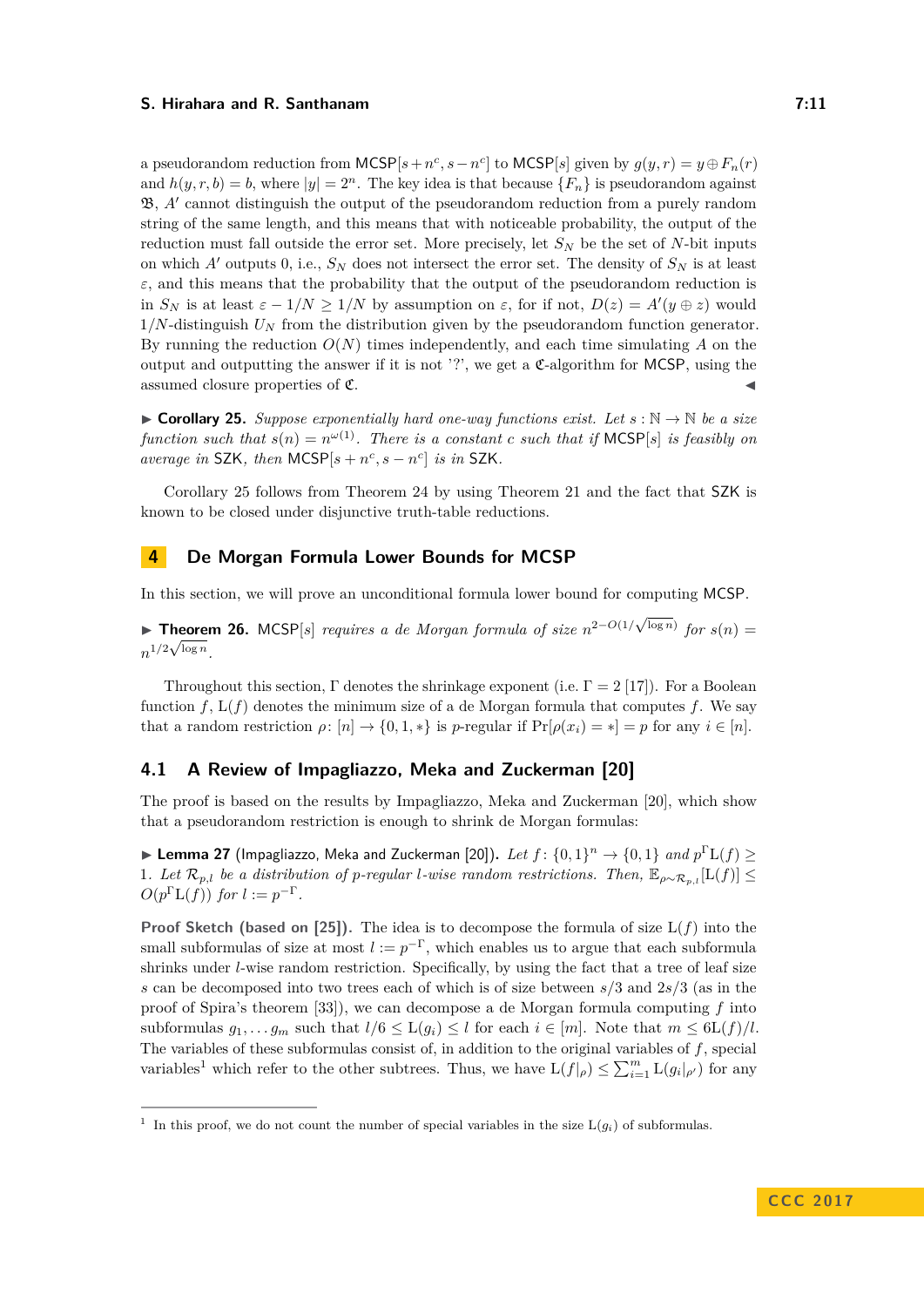a pseudorandom reduction from $\mathsf{MCSP}[s+n^c, s-n^c]$ to $\mathsf{MCSP}[s]$ given by $g(y,r) = y \oplus F_n(r)$ and $h(y,r,b) = b$, where $|y| = 2^n$. The key idea is that because $\{F_n\}$ is pseudorandom against $\mathfrak{B}$, $A'$ cannot distinguish the output of the pseudorandom reduction from a purely random string of the same length, and this means that with noticeable probability, the output of the reduction must fall outside the error set. More precisely, let $S_N$ be the set of $N$-bit inputs on which $A'$ outputs 0, i.e., $S_N$ does not intersect the error set. The density of $S_N$ is at least $\varepsilon$, and this means that the probability that the output of the pseudorandom reduction is in $S_N$ is at least $\varepsilon - 1/N \geq 1/N$ by assumption on $\varepsilon$, for if not, $D(z) = A'(y \oplus z)$ would $1/N$-distinguish $U_N$ from the distribution given by the pseudorandom function generator. By running the reduction $O(N)$ times independently, and each time simulating $A$ on the output and outputting the answer if it is not '?', we get a $\mathfrak{C}$-algorithm for $\mathsf{MCSP}$, using the assumed closure properties of $\mathfrak{C}$. ◀

▶ **Corollary 25.** *Suppose exponentially hard one-way functions exist. Let $s : \mathbb{N} \to \mathbb{N}$ be a size function such that $s(n) = n^{\omega(1)}$. There is a constant $c$ such that if $\mathsf{MCSP}[s]$ is feasibly on average in $\mathsf{SZK}$, then $\mathsf{MCSP}[s+n^c, s-n^c]$ is in $\mathsf{SZK}$.*

Corollary 25 follows from Theorem 24 by using Theorem 21 and the fact that $\mathsf{SZK}$ is known to be closed under disjunctive truth-table reductions.

## 4 De Morgan Formula Lower Bounds for MCSP

In this section, we will prove an unconditional formula lower bound for computing $\mathsf{MCSP}$.

▶ **Theorem 26.** $\mathsf{MCSP}[s]$ *requires a de Morgan formula of size $n^{2-O(1/\sqrt{\log n})}$ for $s(n) = n^{1/2\sqrt{\log n}}$.*

Throughout this section, $\Gamma$ denotes the shrinkage exponent (i.e. $\Gamma = 2$ [17]). For a Boolean function $f$, $\mathrm{L}(f)$ denotes the minimum size of a de Morgan formula that computes $f$. We say that a random restriction $\rho \colon [n] \to \{0,1,*\}$ is $p$-regular if $\Pr[\rho(x_i) = *] = p$ for any $i \in [n]$.

### 4.1 A Review of Impagliazzo, Meka and Zuckerman [20]

The proof is based on the results by Impagliazzo, Meka and Zuckerman [20], which show that a pseudorandom restriction is enough to shrink de Morgan formulas:

▶ **Lemma 27** (Impagliazzo, Meka and Zuckerman [20])**.** *Let $f \colon \{0,1\}^n \to \{0,1\}$ and $p^\Gamma \mathrm{L}(f) \geq 1$. Let $\mathcal{R}_{p,l}$ be a distribution of $p$-regular $l$-wise random restrictions. Then, $\mathbb{E}_{\rho \sim \mathcal{R}_{p,l}}[\mathrm{L}(f)] \leq O(p^\Gamma \mathrm{L}(f))$ for $l := p^{-\Gamma}$.*

**Proof Sketch (based on [25]).** The idea is to decompose the formula of size $\mathrm{L}(f)$ into the small subformulas of size at most $l := p^{-\Gamma}$, which enables us to argue that each subformula shrinks under $l$-wise random restriction. Specifically, by using the fact that a tree of leaf size $s$ can be decomposed into two trees each of which is of size between $s/3$ and $2s/3$ (as in the proof of Spira's theorem [33]), we can decompose a de Morgan formula computing $f$ into subformulas $g_1, \dots g_m$ such that $l/6 \leq \mathrm{L}(g_i) \leq l$ for each $i \in [m]$. Note that $m \leq 6\mathrm{L}(f)/l$. The variables of these subformulas consist of, in addition to the original variables of $f$, special variables[1] which refer to the other subtrees. Thus, we have $\mathrm{L}(f|_\rho) \leq \sum_{i=1}^m \mathrm{L}(g_i|_{\rho'})$ for any

[1] In this proof, we do not count the number of special variables in the size $\mathrm{L}(g_i)$ of subformulas.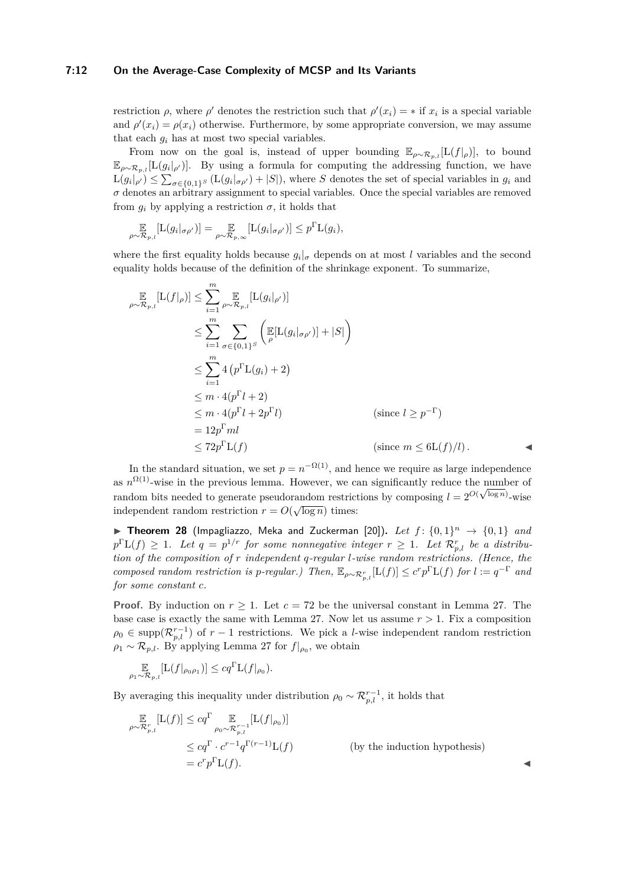restriction $\rho$, where $\rho'$ denotes the restriction such that $\rho'(x_i) = *$ if $x_i$ is a special variable and $\rho'(x_i) = \rho(x_i)$ otherwise. Furthermore, by some appropriate conversion, we may assume that each $g_i$ has at most two special variables.

From now on the goal is, instead of upper bounding $\mathbb{E}_{\rho\sim\mathcal{R}_{p,l}}[\mathrm{L}(f|_\rho)]$, to bound $\mathbb{E}_{\rho\sim\mathcal{R}_{p,l}}[\mathrm{L}(g_i|_{\rho'})]$. By using a formula for computing the addressing function, we have $\mathrm{L}(g_i|_{\rho'}) \le \sum_{\sigma\in\{0,1\}^S} (\mathrm{L}(g_i|_{\sigma\rho'}) + |S|)$, where $S$ denotes the set of special variables in $g_i$ and $\sigma$ denotes an arbitrary assignment to special variables. Once the special variables are removed from $g_i$ by applying a restriction $\sigma$, it holds that

$$\mathop{\mathbb{E}}_{\rho\sim\mathcal{R}_{p,l}}[\mathrm{L}(g_i|_{\sigma\rho'})] = \mathop{\mathbb{E}}_{\rho\sim\mathcal{R}_{p,\infty}}[\mathrm{L}(g_i|_{\sigma\rho'})] \le p^\Gamma \mathrm{L}(g_i),$$

where the first equality holds because $g_i|_\sigma$ depends on at most $l$ variables and the second equality holds because of the definition of the shrinkage exponent. To summarize,

$$\begin{aligned}
\mathop{\mathbb{E}}_{\rho\sim\mathcal{R}_{p,l}}[\mathrm{L}(f|_\rho)] &\le \sum_{i=1}^m \mathop{\mathbb{E}}_{\rho\sim\mathcal{R}_{p,l}}[\mathrm{L}(g_i|_{\rho'})] \\
&\le \sum_{i=1}^m \sum_{\sigma\in\{0,1\}^S} \left( \mathop{\mathbb{E}}_{\rho}[\mathrm{L}(g_i|_{\sigma\rho'})] + |S| \right) \\
&\le \sum_{i=1}^m 4\left(p^\Gamma \mathrm{L}(g_i) + 2\right) \\
&\le m\cdot 4(p^\Gamma l + 2) \\
&\le m\cdot 4(p^\Gamma l + 2p^\Gamma l) && (\text{since } l \ge p^{-\Gamma}) \\
&= 12 p^\Gamma m l \\
&\le 72 p^\Gamma \mathrm{L}(f) && (\text{since } m \le 6\mathrm{L}(f)/l).
\end{aligned}$$

◀

In the standard situation, we set $p = n^{-\Omega(1)}$, and hence we require as large independence as $n^{\Omega(1)}$-wise in the previous lemma. However, we can significantly reduce the number of random bits needed to generate pseudorandom restrictions by composing $l = 2^{O(\sqrt{\log n})}$-wise independent random restriction $r = O(\sqrt{\log n})$ times:

▶ **Theorem 28** (Impagliazzo, Meka and Zuckerman [20]). *Let $f\colon \{0,1\}^n \to \{0,1\}$ and $p^\Gamma \mathrm{L}(f) \ge 1$. Let $q = p^{1/r}$ for some nonnegative integer $r \ge 1$. Let $\mathcal{R}_{p,l}^r$ be a distribution of the composition of $r$ independent $q$-regular $l$-wise random restrictions. (Hence, the composed random restriction is $p$-regular.) Then, $\mathbb{E}_{\rho\sim\mathcal{R}_{p,l}^r}[\mathrm{L}(f)] \le c^r p^\Gamma \mathrm{L}(f)$ for $l := q^{-\Gamma}$ and for some constant $c$.*

**Proof.** By induction on $r \ge 1$. Let $c = 72$ be the universal constant in Lemma 27. The base case is exactly the same with Lemma 27. Now let us assume $r > 1$. Fix a composition $\rho_0 \in \mathrm{supp}(\mathcal{R}_{p,l}^{r-1})$ of $r-1$ restrictions. We pick a $l$-wise independent random restriction $\rho_1 \sim \mathcal{R}_{p,l}$. By applying Lemma 27 for $f|_{\rho_0}$, we obtain

$$\mathop{\mathbb{E}}_{\rho_1\sim\mathcal{R}_{p,l}}[\mathrm{L}(f|_{\rho_0\rho_1})] \le c q^\Gamma \mathrm{L}(f|_{\rho_0}).$$

By averaging this inequality under distribution $\rho_0 \sim \mathcal{R}_{p,l}^{r-1}$, it holds that

$$\begin{aligned}
\mathop{\mathbb{E}}_{\rho\sim\mathcal{R}_{p,l}^r}[\mathrm{L}(f)] &\le c q^\Gamma \mathop{\mathbb{E}}_{\rho_0\sim\mathcal{R}_{p,l}^{r-1}}[\mathrm{L}(f|_{\rho_0})] \\
&\le c q^\Gamma \cdot c^{r-1} q^{\Gamma(r-1)} \mathrm{L}(f) && (\text{by the induction hypothesis}) \\
&= c^r p^\Gamma \mathrm{L}(f).
\end{aligned}$$

◀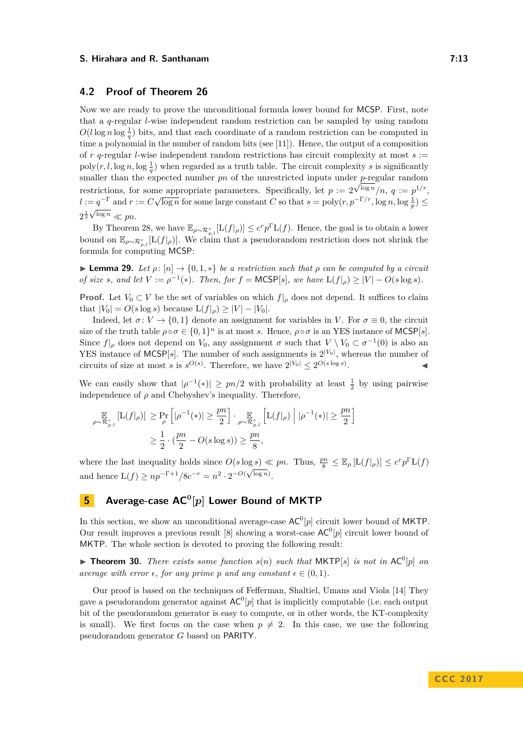## 4.2 Proof of Theorem 26

Now we are ready to prove the unconditional formula lower bound for MCSP. First, note that a $q$-regular $l$-wise independent random restriction can be sampled by using random $O(l \log n \log \frac{1}{q})$ bits, and that each coordinate of a random restriction can be computed in time a polynomial in the number of random bits (see [11]). Hence, the output of a composition of $r$ $q$-regular $l$-wise independent random restrictions has circuit complexity at most $s := \mathrm{poly}(r, l, \log n, \log \frac{1}{q})$ when regarded as a truth table. The circuit complexity $s$ is significantly smaller than the expected number $pn$ of the unrestricted inputs under $p$-regular random restrictions, for some appropriate parameters. Specifically, let $p := 2^{\sqrt{\log n}}/n$, $q := p^{1/r}$, $l := q^{-\Gamma}$ and $r := C\sqrt{\log n}$ for some large constant $C$ so that $s = \mathrm{poly}(r, p^{-\Gamma/r}, \log n, \log \frac{1}{p}) \leq 2^{\frac{1}{2}\sqrt{\log n}} \ll pn$.

By Theorem 28, we have $\mathbb{E}_{\rho \sim \mathcal{R}^r_{p,l}}[\mathrm{L}(f|_\rho)] \leq c^r p^\Gamma \mathrm{L}(f)$. Hence, the goal is to obtain a lower bound on $\mathbb{E}_{\rho \sim \mathcal{R}^r_{p,l}}[\mathrm{L}(f|_\rho)]$. We claim that a pseudorandom restriction does not shrink the formula for computing MCSP:

▶ **Lemma 29.** *Let $\rho \colon [n] \to \{0, 1, *\}$ be a restriction such that $\rho$ can be computed by a circuit of size $s$, and let $V := \rho^{-1}(*)$. Then, for $f = \mathsf{MCSP}[s]$, we have $\mathrm{L}(f|_\rho) \geq |V| - O(s \log s)$.*

**Proof.** Let $V_0 \subset V$ be the set of variables on which $f|_\rho$ does not depend. It suffices to claim that $|V_0| = O(s \log s)$ because $\mathrm{L}(f|_\rho) \geq |V| - |V_0|$.

Indeed, let $\sigma \colon V \to \{0, 1\}$ denote an assignment for variables in $V$. For $\sigma \equiv 0$, the circuit size of the truth table $\rho \circ \sigma \in \{0, 1\}^n$ is at most $s$. Hence, $\rho \circ \sigma$ is an YES instance of $\mathsf{MCSP}[s]$. Since $f|_\rho$ does not depend on $V_0$, any assignment $\sigma$ such that $V \setminus V_0 \subset \sigma^{-1}(0)$ is also an YES instance of $\mathsf{MCSP}[s]$. The number of such assignments is $2^{|V_0|}$, whereas the number of circuits of size at most $s$ is $s^{O(s)}$. Therefore, we have $2^{|V_0|} \leq 2^{O(s \log s)}$. ◀

We can easily show that $|\rho^{-1}(*)| \geq pn/2$ with probability at least $\frac{1}{2}$ by using pairwise independence of $\rho$ and Chebyshev's inequality. Therefore,

$$
\begin{aligned}
\mathop{\mathbb{E}}_{\rho \sim \mathcal{R}^r_{p,l}}[\mathrm{L}(f|_\rho)] &\geq \Pr_\rho\left[|\rho^{-1}(*)| \geq \frac{pn}{2}\right] \cdot \mathop{\mathbb{E}}_{\rho \sim \mathcal{R}^r_{p,l}}\left[\mathrm{L}(f|_\rho) \;\middle|\; |\rho^{-1}(*)| \geq \frac{pn}{2}\right] \\
&\geq \frac{1}{2} \cdot \left(\frac{pn}{2} - O(s \log s)\right) \geq \frac{pn}{8},
\end{aligned}
$$

where the last inequality holds since $O(s \log s) \ll pn$. Thus, $\frac{pn}{8} \leq \mathbb{E}_\rho[\mathrm{L}(f|_\rho)] \leq c^r p^\Gamma \mathrm{L}(f)$ and hence $\mathrm{L}(f) \geq np^{-\Gamma+1}/8c^{-r} = n^2 \cdot 2^{-O(\sqrt{\log n})}$.

## 5 Average-case $\mathsf{AC}^0[p]$ Lower Bound of MKTP

In this section, we show an unconditional average-case $\mathsf{AC}^0[p]$ circuit lower bound of MKTP. Our result improves a previous result [8] showing a worst-case $\mathsf{AC}^0[p]$ circuit lower bound of MKTP. The whole section is devoted to proving the following result:

▶ **Theorem 30.** *There exists some function $s(n)$ such that $\mathsf{MKTP}[s]$ is not in $\mathsf{AC}^0[p]$ on average with error $\epsilon$, for any prime $p$ and any constant $\epsilon \in (0, 1)$.*

Our proof is based on the techniques of Fefferman, Shaltiel, Umans and Viola [14] They gave a pseudorandom generator against $\mathsf{AC}^0[p]$ that is implicitly computable (i.e. each output bit of the pseudorandom generator is easy to compute, or in other words, the KT-complexity is small). We first focus on the case when $p \neq 2$. In this case, we use the following pseudorandom generator $G$ based on PARITY.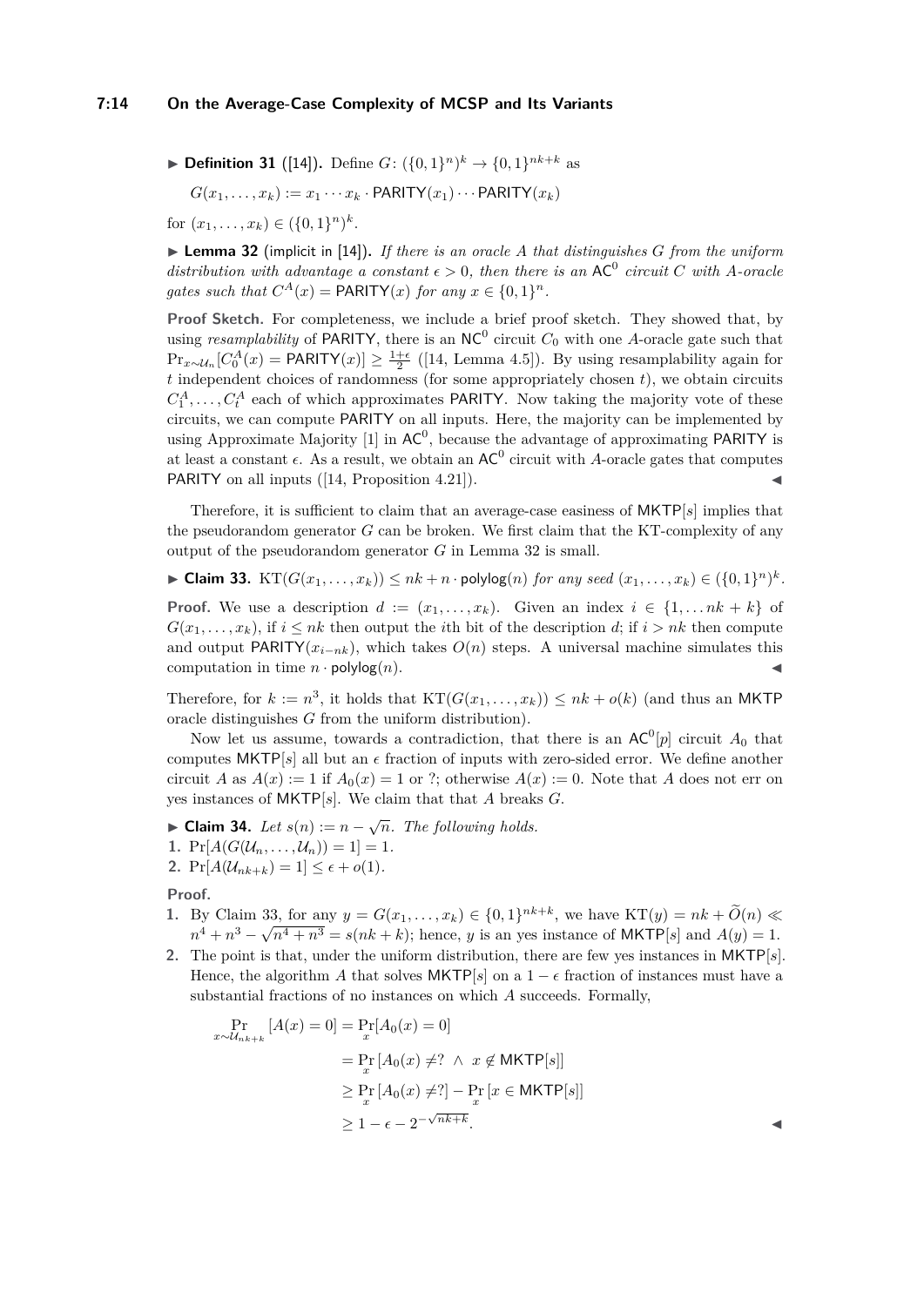▶ **Definition 31** ([14]). Define $G\colon (\{0,1\}^n)^k \to \{0,1\}^{nk+k}$ as

$$G(x_1,\dots,x_k) := x_1 \cdots x_k \cdot \mathsf{PARITY}(x_1) \cdots \mathsf{PARITY}(x_k)$$

for $(x_1,\dots,x_k) \in (\{0,1\}^n)^k$.

▶ **Lemma 32** (implicit in [14]). *If there is an oracle $A$ that distinguishes $G$ from the uniform distribution with advantage a constant $\epsilon > 0$, then there is an $\mathsf{AC}^0$ circuit $C$ with $A$-oracle gates such that $C^A(x) = \mathsf{PARITY}(x)$ for any $x \in \{0,1\}^n$.*

**Proof Sketch.** For completeness, we include a brief proof sketch. They showed that, by using *resamplability* of PARITY, there is an $\mathsf{NC}^0$ circuit $C_0$ with one $A$-oracle gate such that $\Pr_{x\sim\mathcal{U}_n}[C_0^A(x) = \mathsf{PARITY}(x)] \ge \frac{1+\epsilon}{2}$ ([14, Lemma 4.5]). By using resamplability again for $t$ independent choices of randomness (for some appropriately chosen $t$), we obtain circuits $C_1^A, \dots, C_t^A$ each of which approximates PARITY. Now taking the majority vote of these circuits, we can compute PARITY on all inputs. Here, the majority can be implemented by using Approximate Majority [1] in $\mathsf{AC}^0$, because the advantage of approximating PARITY is at least a constant $\epsilon$. As a result, we obtain an $\mathsf{AC}^0$ circuit with $A$-oracle gates that computes PARITY on all inputs ([14, Proposition 4.21]). ◀

Therefore, it is sufficient to claim that an average-case easiness of $\mathsf{MKTP}[s]$ implies that the pseudorandom generator $G$ can be broken. We first claim that the KT-complexity of any output of the pseudorandom generator $G$ in Lemma 32 is small.

▶ **Claim 33.** $\mathrm{KT}(G(x_1,\dots,x_k)) \le nk + n \cdot \mathsf{polylog}(n)$ *for any seed* $(x_1,\dots,x_k) \in (\{0,1\}^n)^k$.

**Proof.** We use a description $d := (x_1,\dots,x_k)$. Given an index $i \in \{1,\dots nk+k\}$ of $G(x_1,\dots,x_k)$, if $i \le nk$ then output the $i$th bit of the description $d$; if $i > nk$ then compute and output $\mathsf{PARITY}(x_{i-nk})$, which takes $O(n)$ steps. A universal machine simulates this computation in time $n \cdot \mathsf{polylog}(n)$. ◀

Therefore, for $k := n^3$, it holds that $\mathrm{KT}(G(x_1,\dots,x_k)) \le nk + o(k)$ (and thus an MKTP oracle distinguishes $G$ from the uniform distribution).

Now let us assume, towards a contradiction, that there is an $\mathsf{AC}^0[p]$ circuit $A_0$ that computes $\mathsf{MKTP}[s]$ all but an $\epsilon$ fraction of inputs with zero-sided error. We define another circuit $A$ as $A(x) := 1$ if $A_0(x) = 1$ or ?; otherwise $A(x) := 0$. Note that $A$ does not err on yes instances of $\mathsf{MKTP}[s]$. We claim that that $A$ breaks $G$.

▶ **Claim 34.** *Let $s(n) := n - \sqrt{n}$. The following holds.*

1. $\Pr[A(G(\mathcal{U}_n,\dots,\mathcal{U}_n)) = 1] = 1$.
2. $\Pr[A(\mathcal{U}_{nk+k}) = 1] \le \epsilon + o(1)$.

**Proof.**

1. By Claim 33, for any $y = G(x_1,\dots,x_k) \in \{0,1\}^{nk+k}$, we have $\mathrm{KT}(y) = nk + \widetilde{O}(n) \ll n^4 + n^3 - \sqrt{n^4+n^3} = s(nk+k)$; hence, $y$ is an yes instance of $\mathsf{MKTP}[s]$ and $A(y) = 1$.
2. The point is that, under the uniform distribution, there are few yes instances in $\mathsf{MKTP}[s]$. Hence, the algorithm $A$ that solves $\mathsf{MKTP}[s]$ on a $1-\epsilon$ fraction of instances must have a substantial fractions of no instances on which $A$ succeeds. Formally,

$$\begin{aligned}
\Pr_{x\sim\mathcal{U}_{nk+k}}[A(x) = 0] &= \Pr_x[A_0(x) = 0] \\
&= \Pr_x[A_0(x) \ne ? \ \wedge\ x \notin \mathsf{MKTP}[s]] \\
&\ge \Pr_x[A_0(x) \ne ?] - \Pr_x[x \in \mathsf{MKTP}[s]] \\
&\ge 1 - \epsilon - 2^{-\sqrt{nk+k}}.
\end{aligned}$$

◀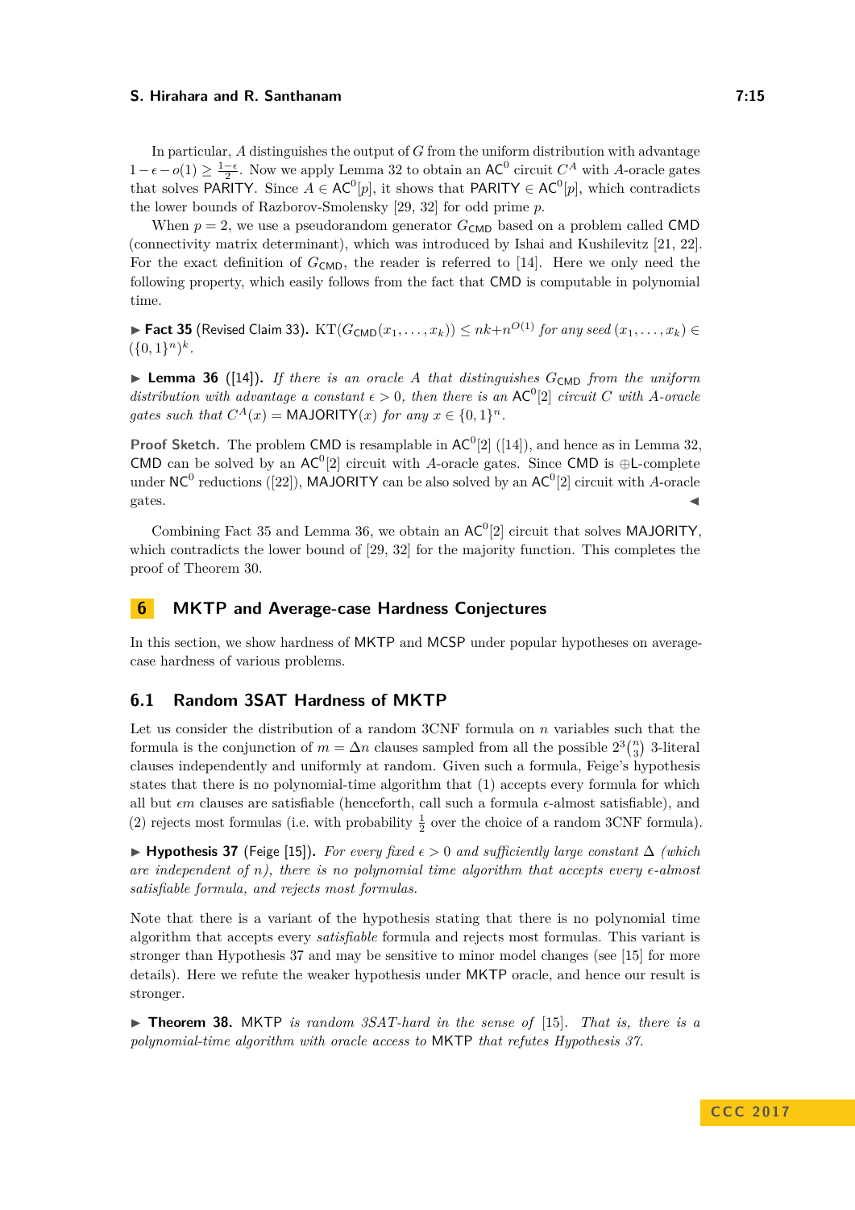In particular, $A$ distinguishes the output of $G$ from the uniform distribution with advantage $1-\epsilon-o(1) \geq \frac{1-\epsilon}{2}$. Now we apply Lemma 32 to obtain an $\mathsf{AC}^0$ circuit $C^A$ with $A$-oracle gates that solves PARITY. Since $A \in \mathsf{AC}^0[p]$, it shows that PARITY $\in \mathsf{AC}^0[p]$, which contradicts the lower bounds of Razborov-Smolensky [29, 32] for odd prime $p$.

When $p = 2$, we use a pseudorandom generator $G_{\mathsf{CMD}}$ based on a problem called CMD (connectivity matrix determinant), which was introduced by Ishai and Kushilevitz [21, 22]. For the exact definition of $G_{\mathsf{CMD}}$, the reader is referred to [14]. Here we only need the following property, which easily follows from the fact that CMD is computable in polynomial time.

▶ **Fact 35** (Revised Claim 33). *$\mathrm{KT}(G_{\mathsf{CMD}}(x_1, \ldots, x_k)) \leq nk + n^{O(1)}$ for any seed $(x_1, \ldots, x_k) \in (\{0,1\}^n)^k$.*

▶ **Lemma 36** ([14]). *If there is an oracle $A$ that distinguishes $G_{\mathsf{CMD}}$ from the uniform distribution with advantage a constant $\epsilon > 0$, then there is an $\mathsf{AC}^0[2]$ circuit $C$ with $A$-oracle gates such that $C^A(x) = \mathsf{MAJORITY}(x)$ for any $x \in \{0,1\}^n$.*

**Proof Sketch.** The problem CMD is resamplable in $\mathsf{AC}^0[2]$ ([14]), and hence as in Lemma 32, CMD can be solved by an $\mathsf{AC}^0[2]$ circuit with $A$-oracle gates. Since CMD is $\oplus$L-complete under $\mathsf{NC}^0$ reductions ([22]), MAJORITY can be also solved by an $\mathsf{AC}^0[2]$ circuit with $A$-oracle gates. ◀

Combining Fact 35 and Lemma 36, we obtain an $\mathsf{AC}^0[2]$ circuit that solves MAJORITY, which contradicts the lower bound of [29, 32] for the majority function. This completes the proof of Theorem 30.

# 6 MKTP and Average-case Hardness Conjectures

In this section, we show hardness of MKTP and MCSP under popular hypotheses on average-case hardness of various problems.

## 6.1 Random 3SAT Hardness of MKTP

Let us consider the distribution of a random 3CNF formula on $n$ variables such that the formula is the conjunction of $m = \Delta n$ clauses sampled from all the possible $2^3\binom{n}{3}$ 3-literal clauses independently and uniformly at random. Given such a formula, Feige's hypothesis states that there is no polynomial-time algorithm that (1) accepts every formula for which all but $\epsilon m$ clauses are satisfiable (henceforth, call such a formula $\epsilon$-almost satisfiable), and (2) rejects most formulas (i.e. with probability $\frac{1}{2}$ over the choice of a random 3CNF formula).

▶ **Hypothesis 37** (Feige [15]). *For every fixed $\epsilon > 0$ and sufficiently large constant $\Delta$ (which are independent of $n$), there is no polynomial time algorithm that accepts every $\epsilon$-almost satisfiable formula, and rejects most formulas.*

Note that there is a variant of the hypothesis stating that there is no polynomial time algorithm that accepts every *satisfiable* formula and rejects most formulas. This variant is stronger than Hypothesis 37 and may be sensitive to minor model changes (see [15] for more details). Here we refute the weaker hypothesis under MKTP oracle, and hence our result is stronger.

▶ **Theorem 38.** MKTP *is random 3SAT-hard in the sense of* [15]*. That is, there is a polynomial-time algorithm with oracle access to* MKTP *that refutes Hypothesis 37.*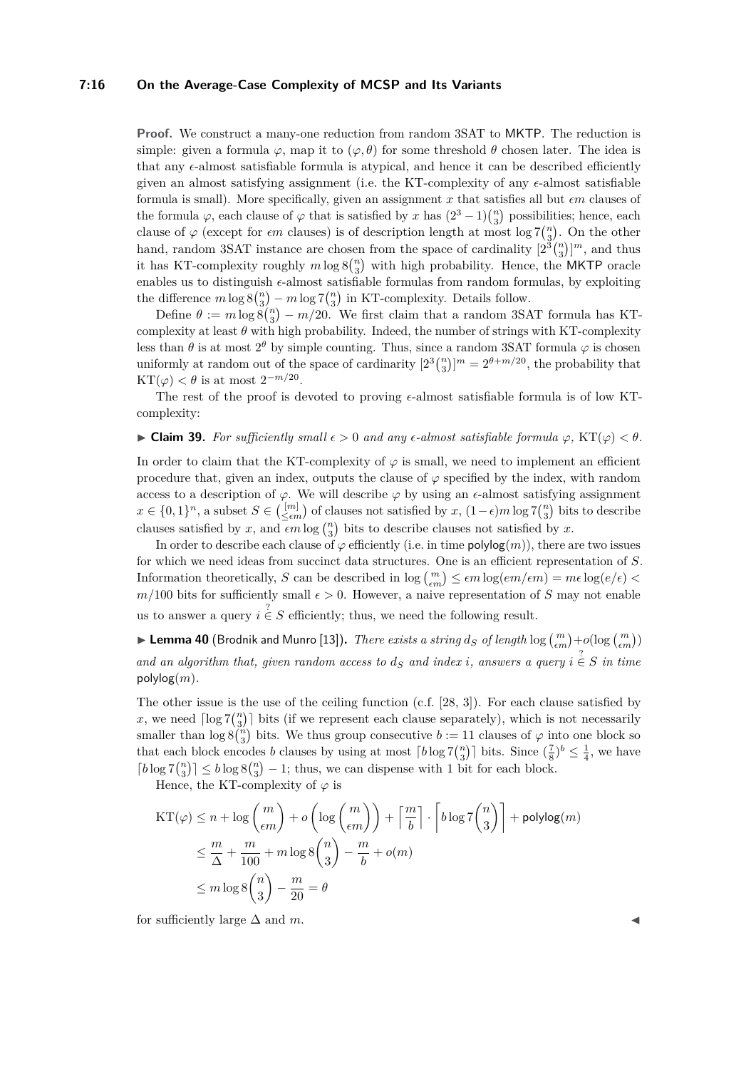**Proof.** We construct a many-one reduction from random 3SAT to MKTP. The reduction is simple: given a formula $\varphi$, map it to $(\varphi, \theta)$ for some threshold $\theta$ chosen later. The idea is that any $\epsilon$-almost satisfiable formula is atypical, and hence it can be described efficiently given an almost satisfying assignment (i.e. the KT-complexity of any $\epsilon$-almost satisfiable formula is small). More specifically, given an assignment $x$ that satisfies all but $\epsilon m$ clauses of the formula $\varphi$, each clause of $\varphi$ that is satisfied by $x$ has $(2^3 - 1)\binom{n}{3}$ possibilities; hence, each clause of $\varphi$ (except for $\epsilon m$ clauses) is of description length at most $\log 7\binom{n}{3}$. On the other hand, random 3SAT instance are chosen from the space of cardinality $[2^3\binom{n}{3}]^m$, and thus it has KT-complexity roughly $m \log 8\binom{n}{3}$ with high probability. Hence, the MKTP oracle enables us to distinguish $\epsilon$-almost satisfiable formulas from random formulas, by exploiting the difference $m \log 8\binom{n}{3} - m \log 7\binom{n}{3}$ in KT-complexity. Details follow.

Define $\theta := m \log 8\binom{n}{3} - m/20$. We first claim that a random 3SAT formula has KT-complexity at least $\theta$ with high probability. Indeed, the number of strings with KT-complexity less than $\theta$ is at most $2^\theta$ by simple counting. Thus, since a random 3SAT formula $\varphi$ is chosen uniformly at random out of the space of cardinarity $[2^3\binom{n}{3}]^m = 2^{\theta + m/20}$, the probability that $\mathrm{KT}(\varphi) < \theta$ is at most $2^{-m/20}$.

The rest of the proof is devoted to proving $\epsilon$-almost satisfiable formula is of low KT-complexity:

▶ **Claim 39.** *For sufficiently small $\epsilon > 0$ and any $\epsilon$-almost satisfiable formula $\varphi$, $\mathrm{KT}(\varphi) < \theta$.*

In order to claim that the KT-complexity of $\varphi$ is small, we need to implement an efficient procedure that, given an index, outputs the clause of $\varphi$ specified by the index, with random access to a description of $\varphi$. We will describe $\varphi$ by using an $\epsilon$-almost satisfying assignment $x \in \{0,1\}^n$, a subset $S \in \binom{[m]}{\leq \epsilon m}$ of clauses not satisfied by $x$, $(1-\epsilon)m \log 7\binom{n}{3}$ bits to describe clauses satisfied by $x$, and $\epsilon m \log \binom{n}{3}$ bits to describe clauses not satisfied by $x$.

In order to describe each clause of $\varphi$ efficiently (i.e. in time $\mathsf{polylog}(m)$), there are two issues for which we need ideas from succinct data structures. One is an efficient representation of $S$. Information theoretically, $S$ can be described in $\log \binom{m}{\epsilon m} \leq \epsilon m \log(em/\epsilon m) = m\epsilon \log(e/\epsilon) < m/100$ bits for sufficiently small $\epsilon > 0$. However, a naive representation of $S$ may not enable us to answer a query $i \overset{?}{\in} S$ efficiently; thus, we need the following result.

▶ **Lemma 40** (Brodnik and Munro [13])**.** *There exists a string $d_S$ of length $\log \binom{m}{\epsilon m} + o(\log \binom{m}{\epsilon m})$ and an algorithm that, given random access to $d_S$ and index $i$, answers a query $i \overset{?}{\in} S$ in time $\mathsf{polylog}(m)$.*

The other issue is the use of the ceiling function (c.f. [28, 3]). For each clause satisfied by $x$, we need $\lceil \log 7\binom{n}{3} \rceil$ bits (if we represent each clause separately), which is not necessarily smaller than $\log 8\binom{n}{3}$ bits. We thus group consecutive $b := 11$ clauses of $\varphi$ into one block so that each block encodes $b$ clauses by using at most $\lceil b \log 7\binom{n}{3} \rceil$ bits. Since $(\frac{7}{8})^b \leq \frac{1}{4}$, we have $\lceil b \log 7\binom{n}{3} \rceil \leq b \log 8\binom{n}{3} - 1$; thus, we can dispense with 1 bit for each block.

Hence, the KT-complexity of $\varphi$ is

$$
\begin{aligned}
\mathrm{KT}(\varphi) &\leq n + \log \binom{m}{\epsilon m} + o\left(\log \binom{m}{\epsilon m}\right) + \left\lceil \frac{m}{b} \right\rceil \cdot \left\lceil b \log 7\binom{n}{3} \right\rceil + \mathsf{polylog}(m) \\
&\leq \frac{m}{\Delta} + \frac{m}{100} + m \log 8\binom{n}{3} - \frac{m}{b} + o(m) \\
&\leq m \log 8\binom{n}{3} - \frac{m}{20} = \theta
\end{aligned}
$$

for sufficiently large $\Delta$ and $m$. ◀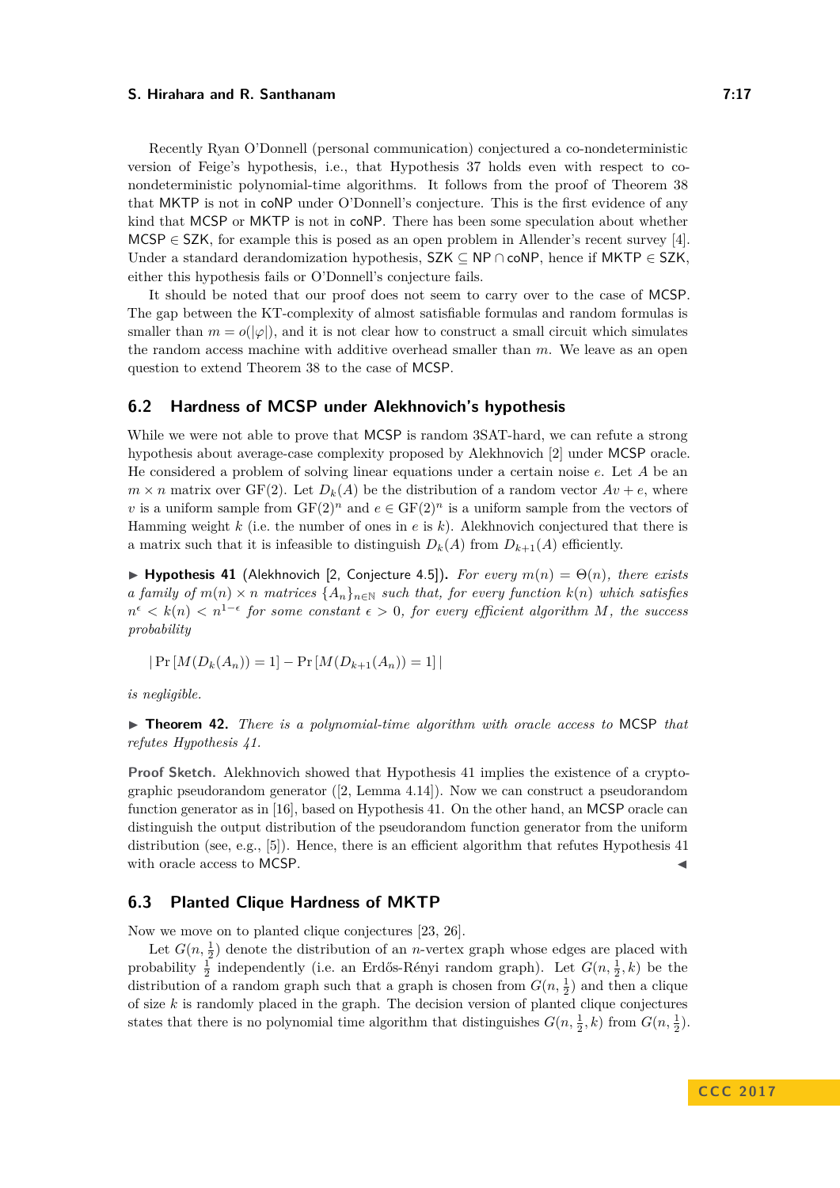Recently Ryan O'Donnell (personal communication) conjectured a co-nondeterministic version of Feige's hypothesis, i.e., that Hypothesis 37 holds even with respect to co-nondeterministic polynomial-time algorithms. It follows from the proof of Theorem 38 that MKTP is not in coNP under O'Donnell's conjecture. This is the first evidence of any kind that MCSP or MKTP is not in coNP. There has been some speculation about whether MCSP $\in$ SZK, for example this is posed as an open problem in Allender's recent survey [4]. Under a standard derandomization hypothesis, SZK $\subseteq$ NP $\cap$ coNP, hence if MKTP $\in$ SZK, either this hypothesis fails or O'Donnell's conjecture fails.

It should be noted that our proof does not seem to carry over to the case of MCSP. The gap between the KT-complexity of almost satisfiable formulas and random formulas is smaller than $m = o(|\varphi|)$, and it is not clear how to construct a small circuit which simulates the random access machine with additive overhead smaller than $m$. We leave as an open question to extend Theorem 38 to the case of MCSP.

## 6.2 Hardness of MCSP under Alekhnovich's hypothesis

While we were not able to prove that MCSP is random 3SAT-hard, we can refute a strong hypothesis about average-case complexity proposed by Alekhnovich [2] under MCSP oracle. He considered a problem of solving linear equations under a certain noise $e$. Let $A$ be an $m \times n$ matrix over GF(2). Let $D_k(A)$ be the distribution of a random vector $Av + e$, where $v$ is a uniform sample from $\mathrm{GF}(2)^n$ and $e \in \mathrm{GF}(2)^n$ is a uniform sample from the vectors of Hamming weight $k$ (i.e. the number of ones in $e$ is $k$). Alekhnovich conjectured that there is a matrix such that it is infeasible to distinguish $D_k(A)$ from $D_{k+1}(A)$ efficiently.

▶ **Hypothesis 41** (Alekhnovich [2, Conjecture 4.5]). *For every $m(n) = \Theta(n)$, there exists a family of $m(n) \times n$ matrices $\{A_n\}_{n\in\mathbb{N}}$ such that, for every function $k(n)$ which satisfies $n^\epsilon < k(n) < n^{1-\epsilon}$ for some constant $\epsilon > 0$, for every efficient algorithm $M$, the success probability*

$$|\Pr[M(D_k(A_n)) = 1] - \Pr[M(D_{k+1}(A_n)) = 1]|$$

*is negligible.*

▶ **Theorem 42.** *There is a polynomial-time algorithm with oracle access to MCSP that refutes Hypothesis 41.*

**Proof Sketch.** Alekhnovich showed that Hypothesis 41 implies the existence of a cryptographic pseudorandom generator ([2, Lemma 4.14]). Now we can construct a pseudorandom function generator as in [16], based on Hypothesis 41. On the other hand, an MCSP oracle can distinguish the output distribution of the pseudorandom function generator from the uniform distribution (see, e.g., [5]). Hence, there is an efficient algorithm that refutes Hypothesis 41 with oracle access to MCSP. ◀

## 6.3 Planted Clique Hardness of MKTP

Now we move on to planted clique conjectures [23, 26].

Let $G(n, \frac{1}{2})$ denote the distribution of an $n$-vertex graph whose edges are placed with probability $\frac{1}{2}$ independently (i.e. an Erdős-Rényi random graph). Let $G(n, \frac{1}{2}, k)$ be the distribution of a random graph such that a graph is chosen from $G(n, \frac{1}{2})$ and then a clique of size $k$ is randomly placed in the graph. The decision version of planted clique conjectures states that there is no polynomial time algorithm that distinguishes $G(n, \frac{1}{2}, k)$ from $G(n, \frac{1}{2})$.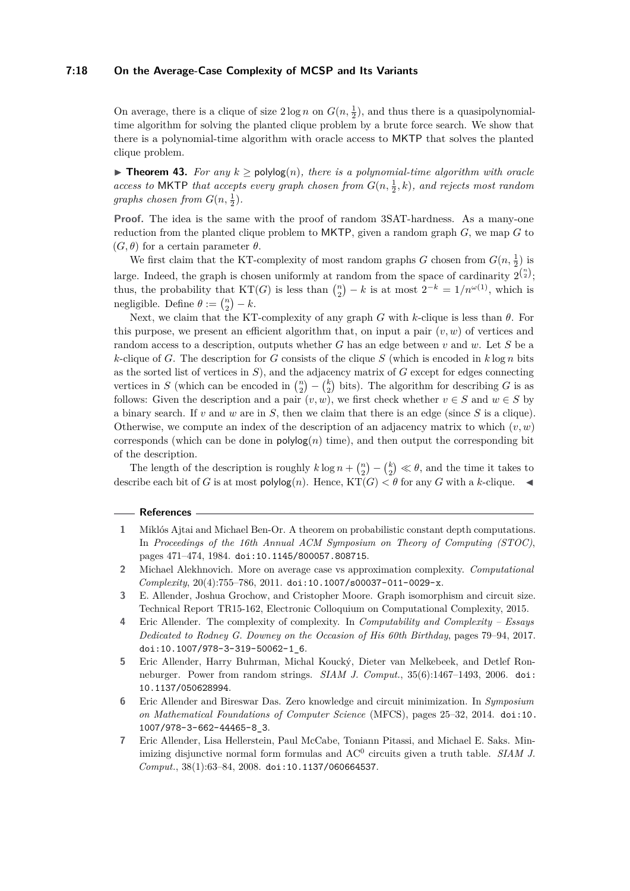On average, there is a clique of size $2 \log n$ on $G(n, \frac{1}{2})$, and thus there is a quasipolynomial-time algorithm for solving the planted clique problem by a brute force search. We show that there is a polynomial-time algorithm with oracle access to MKTP that solves the planted clique problem.

▶ **Theorem 43.** *For any $k \geq \mathsf{polylog}(n)$, there is a polynomial-time algorithm with oracle access to* MKTP *that accepts every graph chosen from $G(n, \frac{1}{2}, k)$, and rejects most random graphs chosen from $G(n, \frac{1}{2})$.*

**Proof.** The idea is the same with the proof of random 3SAT-hardness. As a many-one reduction from the planted clique problem to MKTP, given a random graph $G$, we map $G$ to $(G, \theta)$ for a certain parameter $\theta$.

We first claim that the KT-complexity of most random graphs $G$ chosen from $G(n, \frac{1}{2})$ is large. Indeed, the graph is chosen uniformly at random from the space of cardinality $2^{\binom{n}{2}}$; thus, the probability that $\mathrm{KT}(G)$ is less than $\binom{n}{2} - k$ is at most $2^{-k} = 1/n^{\omega(1)}$, which is negligible. Define $\theta := \binom{n}{2} - k$.

Next, we claim that the KT-complexity of any graph $G$ with $k$-clique is less than $\theta$. For this purpose, we present an efficient algorithm that, on input a pair $(v, w)$ of vertices and random access to a description, outputs whether $G$ has an edge between $v$ and $w$. Let $S$ be a $k$-clique of $G$. The description for $G$ consists of the clique $S$ (which is encoded in $k \log n$ bits as the sorted list of vertices in $S$), and the adjacency matrix of $G$ except for edges connecting vertices in $S$ (which can be encoded in $\binom{n}{2} - \binom{k}{2}$ bits). The algorithm for describing $G$ is as follows: Given the description and a pair $(v, w)$, we first check whether $v \in S$ and $w \in S$ by a binary search. If $v$ and $w$ are in $S$, then we claim that there is an edge (since $S$ is a clique). Otherwise, we compute an index of the description of an adjacency matrix to which $(v, w)$ corresponds (which can be done in $\mathsf{polylog}(n)$ time), and then output the corresponding bit of the description.

The length of the description is roughly $k \log n + \binom{n}{2} - \binom{k}{2} \ll \theta$, and the time it takes to describe each bit of $G$ is at most $\mathsf{polylog}(n)$. Hence, $\mathrm{KT}(G) < \theta$ for any $G$ with a $k$-clique. ◀

## References

1. Miklós Ajtai and Michael Ben-Or. A theorem on probabilistic constant depth computations. In *Proceedings of the 16th Annual ACM Symposium on Theory of Computing (STOC)*, pages 471–474, 1984. doi:10.1145/800057.808715.
2. Michael Alekhnovich. More on average case vs approximation complexity. *Computational Complexity*, 20(4):755–786, 2011. doi:10.1007/s00037-011-0029-x.
3. E. Allender, Joshua Grochow, and Cristopher Moore. Graph isomorphism and circuit size. Technical Report TR15-162, Electronic Colloquium on Computational Complexity, 2015.
4. Eric Allender. The complexity of complexity. In *Computability and Complexity – Essays Dedicated to Rodney G. Downey on the Occasion of His 60th Birthday*, pages 79–94, 2017. doi:10.1007/978-3-319-50062-1_6.
5. Eric Allender, Harry Buhrman, Michal Koucký, Dieter van Melkebeek, and Detlef Ronneburger. Power from random strings. *SIAM J. Comput.*, 35(6):1467–1493, 2006. doi:10.1137/050628994.
6. Eric Allender and Bireswar Das. Zero knowledge and circuit minimization. In *Symposium on Mathematical Foundations of Computer Science* (MFCS), pages 25–32, 2014. doi:10.1007/978-3-662-44465-8_3.
7. Eric Allender, Lisa Hellerstein, Paul McCabe, Toniann Pitassi, and Michael E. Saks. Minimizing disjunctive normal form formulas and $\mathrm{AC}^0$ circuits given a truth table. *SIAM J. Comput.*, 38(1):63–84, 2008. doi:10.1137/060664537.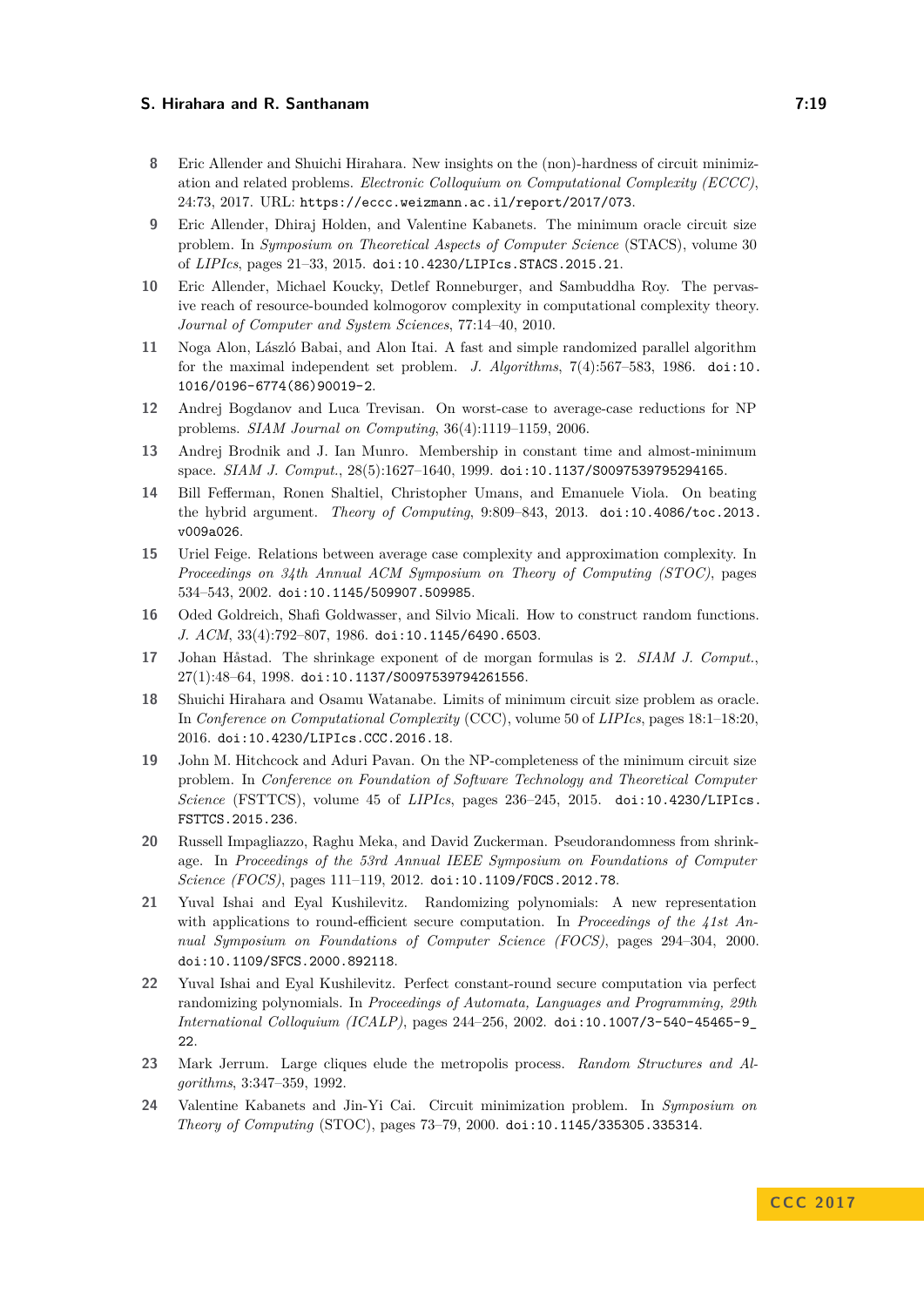8. Eric Allender and Shuichi Hirahara. New insights on the (non)-hardness of circuit minimization and related problems. *Electronic Colloquium on Computational Complexity (ECCC)*, 24:73, 2017. URL: https://eccc.weizmann.ac.il/report/2017/073.
9. Eric Allender, Dhiraj Holden, and Valentine Kabanets. The minimum oracle circuit size problem. In *Symposium on Theoretical Aspects of Computer Science* (STACS), volume 30 of *LIPIcs*, pages 21–33, 2015. doi:10.4230/LIPIcs.STACS.2015.21.
10. Eric Allender, Michael Koucky, Detlef Ronneburger, and Sambuddha Roy. The pervasive reach of resource-bounded kolmogorov complexity in computational complexity theory. *Journal of Computer and System Sciences*, 77:14–40, 2010.
11. Noga Alon, László Babai, and Alon Itai. A fast and simple randomized parallel algorithm for the maximal independent set problem. *J. Algorithms*, 7(4):567–583, 1986. doi:10.1016/0196-6774(86)90019-2.
12. Andrej Bogdanov and Luca Trevisan. On worst-case to average-case reductions for NP problems. *SIAM Journal on Computing*, 36(4):1119–1159, 2006.
13. Andrej Brodnik and J. Ian Munro. Membership in constant time and almost-minimum space. *SIAM J. Comput.*, 28(5):1627–1640, 1999. doi:10.1137/S0097539795294165.
14. Bill Fefferman, Ronen Shaltiel, Christopher Umans, and Emanuele Viola. On beating the hybrid argument. *Theory of Computing*, 9:809–843, 2013. doi:10.4086/toc.2013.v009a026.
15. Uriel Feige. Relations between average case complexity and approximation complexity. In *Proceedings on 34th Annual ACM Symposium on Theory of Computing (STOC)*, pages 534–543, 2002. doi:10.1145/509907.509985.
16. Oded Goldreich, Shafi Goldwasser, and Silvio Micali. How to construct random functions. *J. ACM*, 33(4):792–807, 1986. doi:10.1145/6490.6503.
17. Johan Håstad. The shrinkage exponent of de morgan formulas is 2. *SIAM J. Comput.*, 27(1):48–64, 1998. doi:10.1137/S0097539794261556.
18. Shuichi Hirahara and Osamu Watanabe. Limits of minimum circuit size problem as oracle. In *Conference on Computational Complexity* (CCC), volume 50 of *LIPIcs*, pages 18:1–18:20, 2016. doi:10.4230/LIPIcs.CCC.2016.18.
19. John M. Hitchcock and Aduri Pavan. On the NP-completeness of the minimum circuit size problem. In *Conference on Foundation of Software Technology and Theoretical Computer Science* (FSTTCS), volume 45 of *LIPIcs*, pages 236–245, 2015. doi:10.4230/LIPIcs.FSTTCS.2015.236.
20. Russell Impagliazzo, Raghu Meka, and David Zuckerman. Pseudorandomness from shrinkage. In *Proceedings of the 53rd Annual IEEE Symposium on Foundations of Computer Science (FOCS)*, pages 111–119, 2012. doi:10.1109/FOCS.2012.78.
21. Yuval Ishai and Eyal Kushilevitz. Randomizing polynomials: A new representation with applications to round-efficient secure computation. In *Proceedings of the 41st Annual Symposium on Foundations of Computer Science (FOCS)*, pages 294–304, 2000. doi:10.1109/SFCS.2000.892118.
22. Yuval Ishai and Eyal Kushilevitz. Perfect constant-round secure computation via perfect randomizing polynomials. In *Proceedings of Automata, Languages and Programming, 29th International Colloquium (ICALP)*, pages 244–256, 2002. doi:10.1007/3-540-45465-9_22.
23. Mark Jerrum. Large cliques elude the metropolis process. *Random Structures and Algorithms*, 3:347–359, 1992.
24. Valentine Kabanets and Jin-Yi Cai. Circuit minimization problem. In *Symposium on Theory of Computing* (STOC), pages 73–79, 2000. doi:10.1145/335305.335314.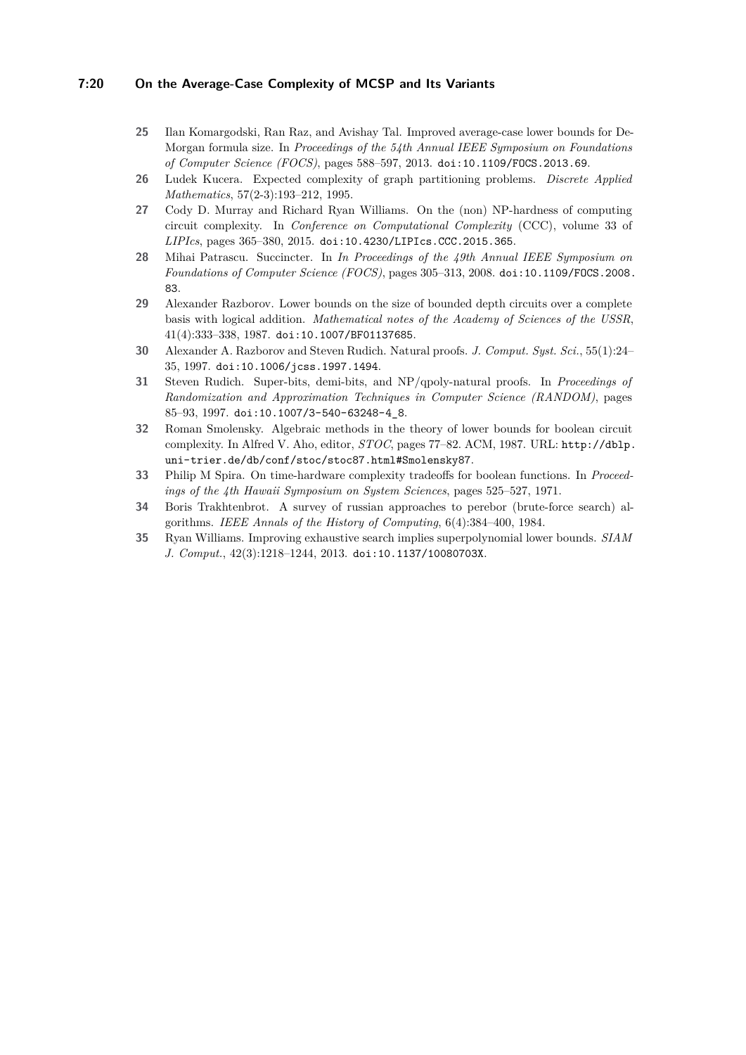25 Ilan Komargodski, Ran Raz, and Avishay Tal. Improved average-case lower bounds for DeMorgan formula size. In *Proceedings of the 54th Annual IEEE Symposium on Foundations of Computer Science (FOCS)*, pages 588–597, 2013. doi:10.1109/FOCS.2013.69.

26 Ludek Kucera. Expected complexity of graph partitioning problems. *Discrete Applied Mathematics*, 57(2-3):193–212, 1995.

27 Cody D. Murray and Richard Ryan Williams. On the (non) NP-hardness of computing circuit complexity. In *Conference on Computational Complexity* (CCC), volume 33 of *LIPIcs*, pages 365–380, 2015. doi:10.4230/LIPIcs.CCC.2015.365.

28 Mihai Patrascu. Succincter. In *In Proceedings of the 49th Annual IEEE Symposium on Foundations of Computer Science (FOCS)*, pages 305–313, 2008. doi:10.1109/FOCS.2008.83.

29 Alexander Razborov. Lower bounds on the size of bounded depth circuits over a complete basis with logical addition. *Mathematical notes of the Academy of Sciences of the USSR*, 41(4):333–338, 1987. doi:10.1007/BF01137685.

30 Alexander A. Razborov and Steven Rudich. Natural proofs. *J. Comput. Syst. Sci.*, 55(1):24–35, 1997. doi:10.1006/jcss.1997.1494.

31 Steven Rudich. Super-bits, demi-bits, and NP/qpoly-natural proofs. In *Proceedings of Randomization and Approximation Techniques in Computer Science (RANDOM)*, pages 85–93, 1997. doi:10.1007/3-540-63248-4_8.

32 Roman Smolensky. Algebraic methods in the theory of lower bounds for boolean circuit complexity. In Alfred V. Aho, editor, *STOC*, pages 77–82. ACM, 1987. URL: http://dblp.uni-trier.de/db/conf/stoc/stoc87.html#Smolensky87.

33 Philip M Spira. On time-hardware complexity tradeoffs for boolean functions. In *Proceedings of the 4th Hawaii Symposium on System Sciences*, pages 525–527, 1971.

34 Boris Trakhtenbrot. A survey of russian approaches to perebor (brute-force search) algorithms. *IEEE Annals of the History of Computing*, 6(4):384–400, 1984.

35 Ryan Williams. Improving exhaustive search implies superpolynomial lower bounds. *SIAM J. Comput.*, 42(3):1218–1244, 2013. doi:10.1137/10080703X.